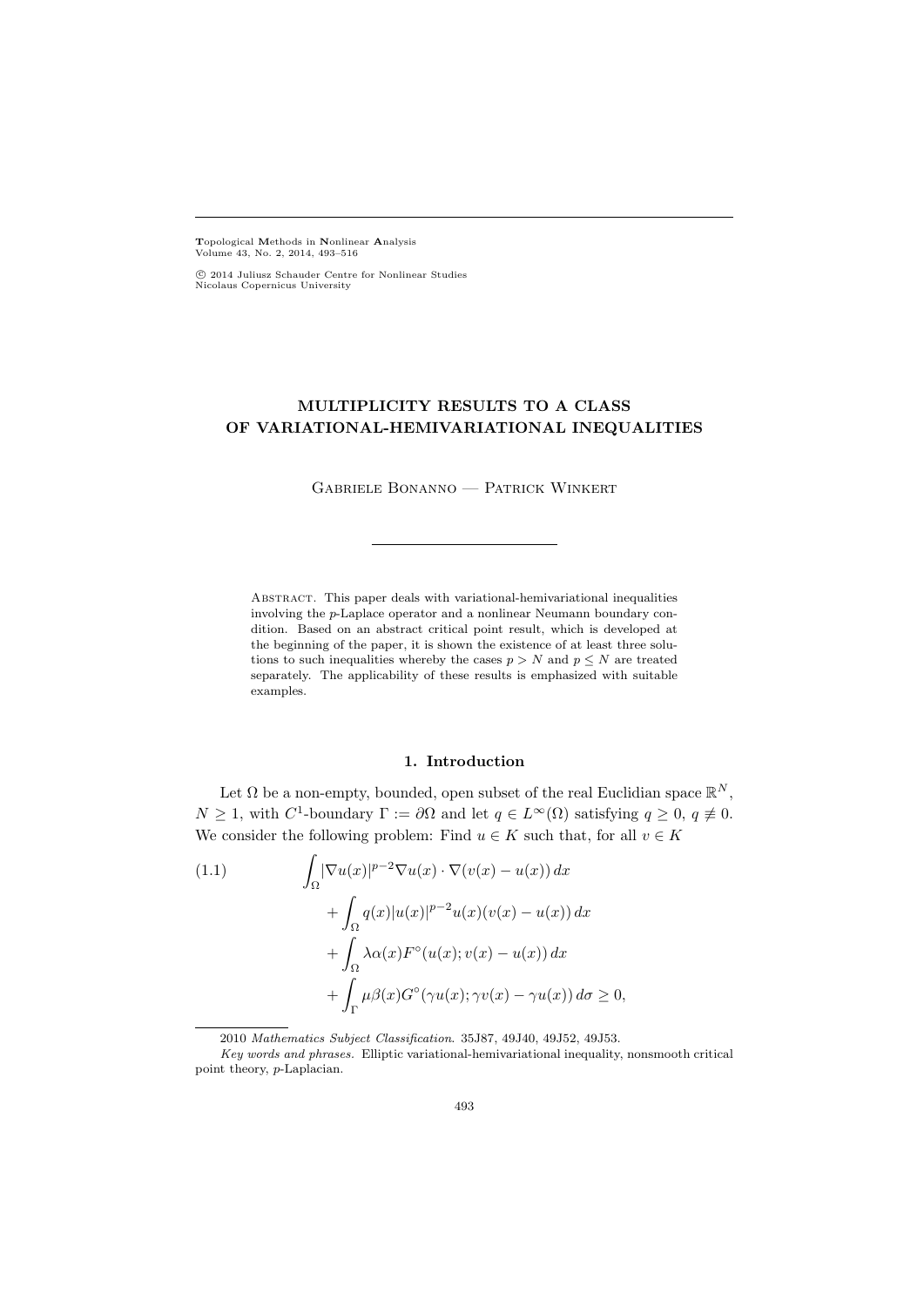# MULTIPLICITY RESULTS TO A CLASS OF VARIATIONAL-HEMIVARIATIONAL INEQUALITIES

Gabriele Bonanno — Patrick Winkert

Abstract. This paper deals with variational-hemivariational inequalities involving the $p$-Laplace operator and a nonlinear Neumann boundary condition. Based on an abstract critical point result, which is developed at the beginning of the paper, it is shown the existence of at least three solutions to such inequalities whereby the cases $p > N$ and $p \leq N$ are treated separately. The applicability of these results is emphasized with suitable examples.

## 1. Introduction

Let $\Omega$ be a non-empty, bounded, open subset of the real Euclidian space $\mathbb{R}^N$, $N \geq 1$, with $C^1$-boundary $\Gamma := \partial\Omega$ and let $q \in L^\infty(\Omega)$ satisfying $q \geq 0$, $q \not\equiv 0$. We consider the following problem: Find $u \in K$ such that, for all $v \in K$

$$
\begin{aligned}
(1.1) \qquad \int_\Omega &|\nabla u(x)|^{p-2}\nabla u(x) \cdot \nabla(v(x) - u(x))\, dx \\
&+ \int_\Omega q(x)|u(x)|^{p-2}u(x)(v(x) - u(x))\, dx \\
&+ \int_\Omega \lambda\alpha(x)F^\circ(u(x); v(x) - u(x))\, dx \\
&+ \int_\Gamma \mu\beta(x)G^\circ(\gamma u(x); \gamma v(x) - \gamma u(x))\, d\sigma \geq 0,
\end{aligned}
$$

2010 *Mathematics Subject Classification*. 35J87, 49J40, 49J52, 49J53.

*Key words and phrases*. Elliptic variational-hemivariational inequality, nonsmooth critical point theory, $p$-Laplacian.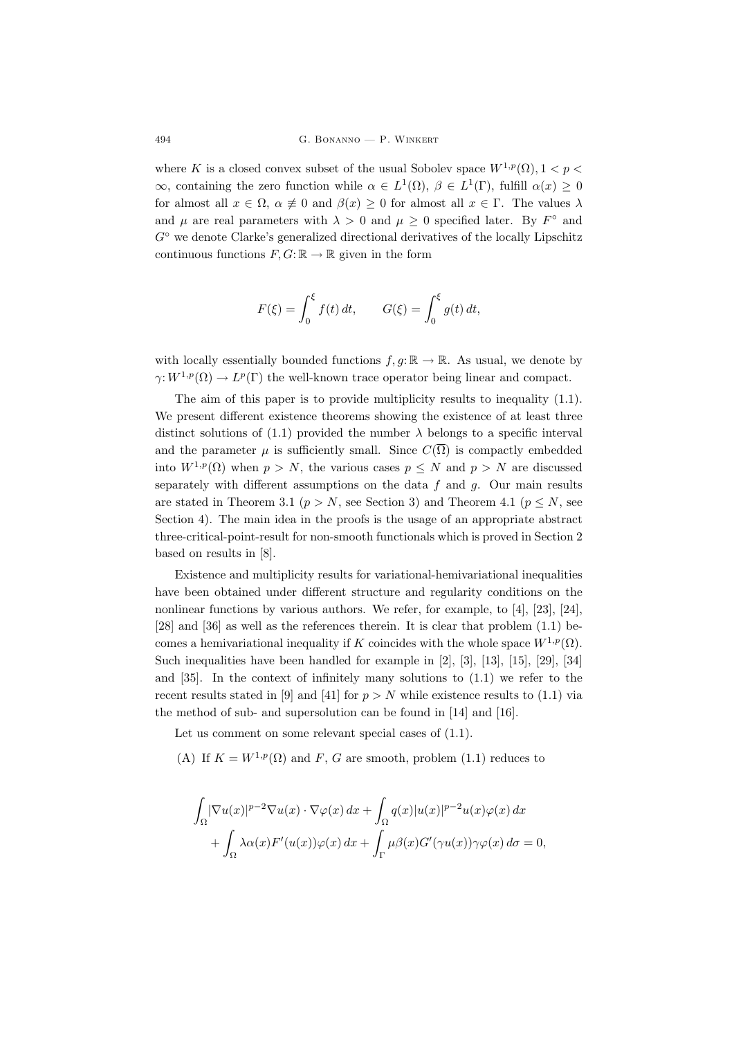where $K$ is a closed convex subset of the usual Sobolev space $W^{1,p}(\Omega)$, $1 < p < \infty$, containing the zero function while $\alpha \in L^1(\Omega)$, $\beta \in L^1(\Gamma)$, fulfill $\alpha(x) \geq 0$ for almost all $x \in \Omega$, $\alpha \not\equiv 0$ and $\beta(x) \geq 0$ for almost all $x \in \Gamma$. The values $\lambda$ and $\mu$ are real parameters with $\lambda > 0$ and $\mu \geq 0$ specified later. By $F^\circ$ and $G^\circ$ we denote Clarke's generalized directional derivatives of the locally Lipschitz continuous functions $F, G: \mathbb{R} \to \mathbb{R}$ given in the form

$$F(\xi) = \int_0^\xi f(t)\, dt, \qquad G(\xi) = \int_0^\xi g(t)\, dt,$$

with locally essentially bounded functions $f, g: \mathbb{R} \to \mathbb{R}$. As usual, we denote by $\gamma: W^{1,p}(\Omega) \to L^p(\Gamma)$ the well-known trace operator being linear and compact.

The aim of this paper is to provide multiplicity results to inequality (1.1). We present different existence theorems showing the existence of at least three distinct solutions of (1.1) provided the number $\lambda$ belongs to a specific interval and the parameter $\mu$ is sufficiently small. Since $C(\overline{\Omega})$ is compactly embedded into $W^{1,p}(\Omega)$ when $p > N$, the various cases $p \leq N$ and $p > N$ are discussed separately with different assumptions on the data $f$ and $g$. Our main results are stated in Theorem 3.1 ($p > N$, see Section 3) and Theorem 4.1 ($p \leq N$, see Section 4). The main idea in the proofs is the usage of an appropriate abstract three-critical-point-result for non-smooth functionals which is proved in Section 2 based on results in [8].

Existence and multiplicity results for variational-hemivariational inequalities have been obtained under different structure and regularity conditions on the nonlinear functions by various authors. We refer, for example, to [4], [23], [24], [28] and [36] as well as the references therein. It is clear that problem (1.1) becomes a hemivariational inequality if $K$ coincides with the whole space $W^{1,p}(\Omega)$. Such inequalities have been handled for example in [2], [3], [13], [15], [29], [34] and [35]. In the context of infinitely many solutions to (1.1) we refer to the recent results stated in [9] and [41] for $p > N$ while existence results to (1.1) via the method of sub- and supersolution can be found in [14] and [16].

Let us comment on some relevant special cases of (1.1).

(A) If $K = W^{1,p}(\Omega)$ and $F$, $G$ are smooth, problem (1.1) reduces to

$$\begin{aligned}\int_\Omega |\nabla u(x)|^{p-2} \nabla u(x) \cdot \nabla \varphi(x)\, dx &+ \int_\Omega q(x)|u(x)|^{p-2}u(x)\varphi(x)\, dx \\ &+ \int_\Omega \lambda\alpha(x)F'(u(x))\varphi(x)\, dx + \int_\Gamma \mu\beta(x)G'(\gamma u(x))\gamma\varphi(x)\, d\sigma = 0,\end{aligned}$$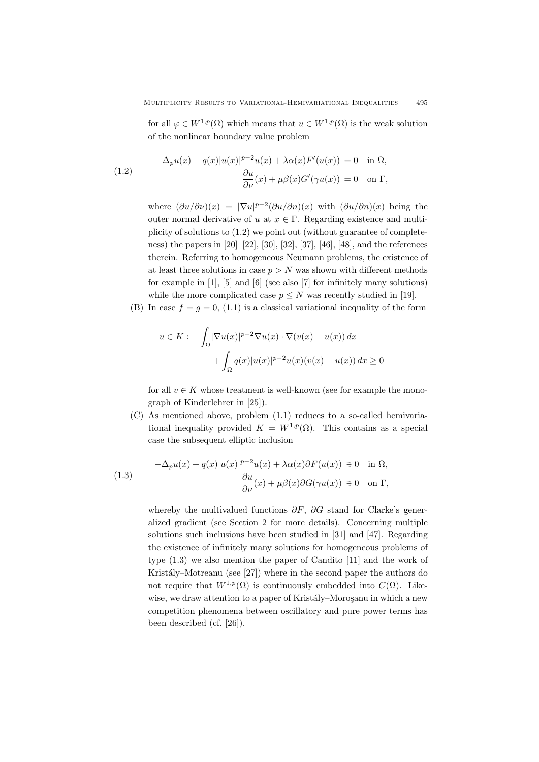for all $\varphi \in W^{1,p}(\Omega)$ which means that $u \in W^{1,p}(\Omega)$ is the weak solution of the nonlinear boundary value problem

$$
\begin{aligned}
-\Delta_p u(x) + q(x)|u(x)|^{p-2}u(x) + \lambda\alpha(x)F'(u(x)) &= 0 \quad \text{in } \Omega, \\
\frac{\partial u}{\partial \nu}(x) + \mu\beta(x)G'(\gamma u(x)) &= 0 \quad \text{on } \Gamma,
\end{aligned}
\tag{1.2}
$$

where $(\partial u/\partial \nu)(x) = |\nabla u|^{p-2}(\partial u/\partial n)(x)$ with $(\partial u/\partial n)(x)$ being the outer normal derivative of $u$ at $x \in \Gamma$. Regarding existence and multiplicity of solutions to (1.2) we point out (without guarantee of completeness) the papers in [20]–[22], [30], [32], [37], [46], [48], and the references therein. Referring to homogeneous Neumann problems, the existence of at least three solutions in case $p > N$ was shown with different methods for example in [1], [5] and [6] (see also [7] for infinitely many solutions) while the more complicated case $p \leq N$ was recently studied in [19].

(B) In case $f = g = 0$, (1.1) is a classical variational inequality of the form

$$
\begin{aligned}
u \in K : \quad &\int_\Omega |\nabla u(x)|^{p-2}\nabla u(x) \cdot \nabla(v(x) - u(x))\,dx \\
&+ \int_\Omega q(x)|u(x)|^{p-2}u(x)(v(x) - u(x))\,dx \geq 0
\end{aligned}
$$

for all $v \in K$ whose treatment is well-known (see for example the monograph of Kinderlehrer in [25]).

(C) As mentioned above, problem (1.1) reduces to a so-called hemivariational inequality provided $K = W^{1,p}(\Omega)$. This contains as a special case the subsequent elliptic inclusion

$$
\begin{aligned}
-\Delta_p u(x) + q(x)|u(x)|^{p-2}u(x) + \lambda\alpha(x)\partial F(u(x)) &\ni 0 \quad \text{in } \Omega, \\
\frac{\partial u}{\partial \nu}(x) + \mu\beta(x)\partial G(\gamma u(x)) &\ni 0 \quad \text{on } \Gamma,
\end{aligned}
\tag{1.3}
$$

whereby the multivalued functions $\partial F$, $\partial G$ stand for Clarke's generalized gradient (see Section 2 for more details). Concerning multiple solutions such inclusions have been studied in [31] and [47]. Regarding the existence of infinitely many solutions for homogeneous problems of type (1.3) we also mention the paper of Candito [11] and the work of Kristály–Motreanu (see [27]) where in the second paper the authors do not require that $W^{1,p}(\Omega)$ is continuously embedded into $C(\overline{\Omega})$. Likewise, we draw attention to a paper of Kristály–Moroşanu in which a new competition phenomena between oscillatory and pure power terms has been described (cf. [26]).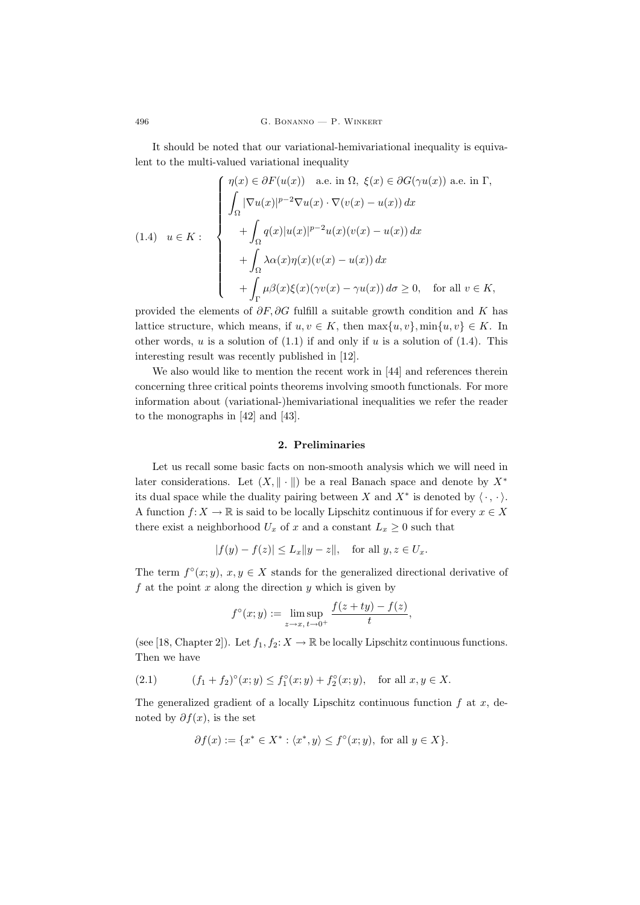It should be noted that our variational-hemivariational inequality is equivalent to the multi-valued variational inequality

$$
(1.4)\quad u \in K: \quad
\begin{cases}
\eta(x) \in \partial F(u(x)) \quad \text{a.e. in } \Omega,\ \xi(x) \in \partial G(\gamma u(x)) \text{ a.e. in } \Gamma, \\
\displaystyle\int_\Omega |\nabla u(x)|^{p-2} \nabla u(x) \cdot \nabla (v(x) - u(x))\, dx \\
\quad \displaystyle + \int_\Omega q(x) |u(x)|^{p-2} u(x) (v(x) - u(x))\, dx \\
\quad \displaystyle + \int_\Omega \lambda \alpha(x) \eta(x) (v(x) - u(x))\, dx \\
\quad \displaystyle + \int_\Gamma \mu \beta(x) \xi(x) (\gamma v(x) - \gamma u(x))\, d\sigma \geq 0, \quad \text{for all } v \in K,
\end{cases}
$$

provided the elements of $\partial F, \partial G$ fulfill a suitable growth condition and $K$ has lattice structure, which means, if $u, v \in K$, then $\max\{u, v\}, \min\{u, v\} \in K$. In other words, $u$ is a solution of (1.1) if and only if $u$ is a solution of (1.4). This interesting result was recently published in [12].

We also would like to mention the recent work in [44] and references therein concerning three critical points theorems involving smooth functionals. For more information about (variational-)hemivariational inequalities we refer the reader to the monographs in [42] and [43].

## 2. Preliminaries

Let us recall some basic facts on non-smooth analysis which we will need in later considerations. Let $(X, \|\cdot\|)$ be a real Banach space and denote by $X^*$ its dual space while the duality pairing between $X$ and $X^*$ is denoted by $\langle \cdot\,, \cdot \rangle$. A function $f \colon X \to \mathbb{R}$ is said to be locally Lipschitz continuous if for every $x \in X$ there exist a neighborhood $U_x$ of $x$ and a constant $L_x \geq 0$ such that

$$
|f(y) - f(z)| \leq L_x \|y - z\|, \quad \text{for all } y, z \in U_x.
$$

The term $f^\circ(x; y)$, $x, y \in X$ stands for the generalized directional derivative of $f$ at the point $x$ along the direction $y$ which is given by

$$
f^\circ(x; y) := \limsup_{z \to x,\, t \to 0^+} \frac{f(z + ty) - f(z)}{t},
$$

(see [18, Chapter 2]). Let $f_1, f_2 \colon X \to \mathbb{R}$ be locally Lipschitz continuous functions. Then we have

$$
(2.1) \qquad (f_1 + f_2)^\circ(x; y) \leq f_1^\circ(x; y) + f_2^\circ(x; y), \quad \text{for all } x, y \in X.
$$

The generalized gradient of a locally Lipschitz continuous function $f$ at $x$, denoted by $\partial f(x)$, is the set

$$
\partial f(x) := \{x^* \in X^* : \langle x^*, y \rangle \leq f^\circ(x; y), \text{ for all } y \in X\}.
$$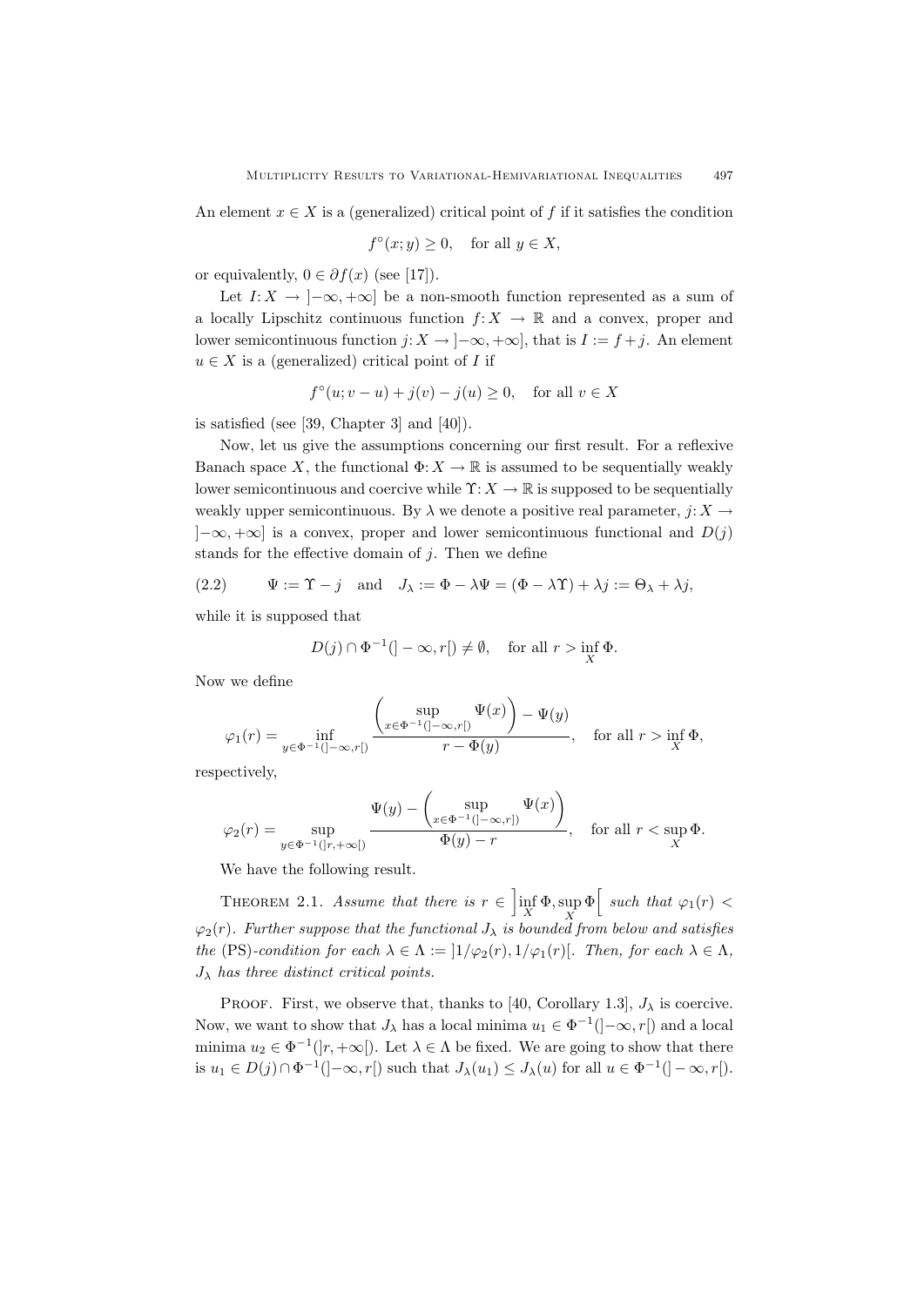An element $x \in X$ is a (generalized) critical point of $f$ if it satisfies the condition

$$f^\circ(x; y) \geq 0, \quad \text{for all } y \in X,$$

or equivalently, $0 \in \partial f(x)$ (see [17]).

Let $I\colon X \to ]-\infty, +\infty]$ be a non-smooth function represented as a sum of a locally Lipschitz continuous function $f\colon X \to \mathbb{R}$ and a convex, proper and lower semicontinuous function $j\colon X \to ]-\infty, +\infty]$, that is $I := f + j$. An element $u \in X$ is a (generalized) critical point of $I$ if

$$f^\circ(u; v - u) + j(v) - j(u) \geq 0, \quad \text{for all } v \in X$$

is satisfied (see [39, Chapter 3] and [40]).

Now, let us give the assumptions concerning our first result. For a reflexive Banach space $X$, the functional $\Phi\colon X \to \mathbb{R}$ is assumed to be sequentially weakly lower semicontinuous and coercive while $\Upsilon\colon X \to \mathbb{R}$ is supposed to be sequentially weakly upper semicontinuous. By $\lambda$ we denote a positive real parameter, $j\colon X \to ]-\infty, +\infty]$ is a convex, proper and lower semicontinuous functional and $D(j)$ stands for the effective domain of $j$. Then we define

$$\Psi := \Upsilon - j \quad \text{and} \quad J_\lambda := \Phi - \lambda\Psi = (\Phi - \lambda\Upsilon) + \lambda j := \Theta_\lambda + \lambda j, \tag{2.2}$$

while it is supposed that

$$D(j) \cap \Phi^{-1}(]-\infty, r[) \neq \emptyset, \quad \text{for all } r > \inf_X \Phi.$$

Now we define

$$\varphi_1(r) = \inf_{y \in \Phi^{-1}(]-\infty,r[)} \frac{\left(\sup\limits_{x \in \Phi^{-1}(]-\infty,r[)} \Psi(x)\right) - \Psi(y)}{r - \Phi(y)}, \quad \text{for all } r > \inf_X \Phi,$$

respectively,

$$\varphi_2(r) = \sup_{y \in \Phi^{-1}(]r,+\infty[)} \frac{\Psi(y) - \left(\sup\limits_{x \in \Phi^{-1}(]-\infty,r])} \Psi(x)\right)}{\Phi(y) - r}, \quad \text{for all } r < \sup_X \Phi.$$

We have the following result.

Theorem 2.1. *Assume that there is $r \in \left]\inf_X \Phi, \sup_X \Phi\right[$ such that $\varphi_1(r) < \varphi_2(r)$. Further suppose that the functional $J_\lambda$ is bounded from below and satisfies the* (PS)*-condition for each $\lambda \in \Lambda := ]1/\varphi_2(r), 1/\varphi_1(r)[$. Then, for each $\lambda \in \Lambda$, $J_\lambda$ has three distinct critical points.*

Proof. First, we observe that, thanks to [40, Corollary 1.3], $J_\lambda$ is coercive. Now, we want to show that $J_\lambda$ has a local minima $u_1 \in \Phi^{-1}(]-\infty, r[)$ and a local minima $u_2 \in \Phi^{-1}(]r, +\infty[)$. Let $\lambda \in \Lambda$ be fixed. We are going to show that there is $u_1 \in D(j) \cap \Phi^{-1}(]-\infty, r[)$ such that $J_\lambda(u_1) \leq J_\lambda(u)$ for all $u \in \Phi^{-1}(]-\infty, r[)$.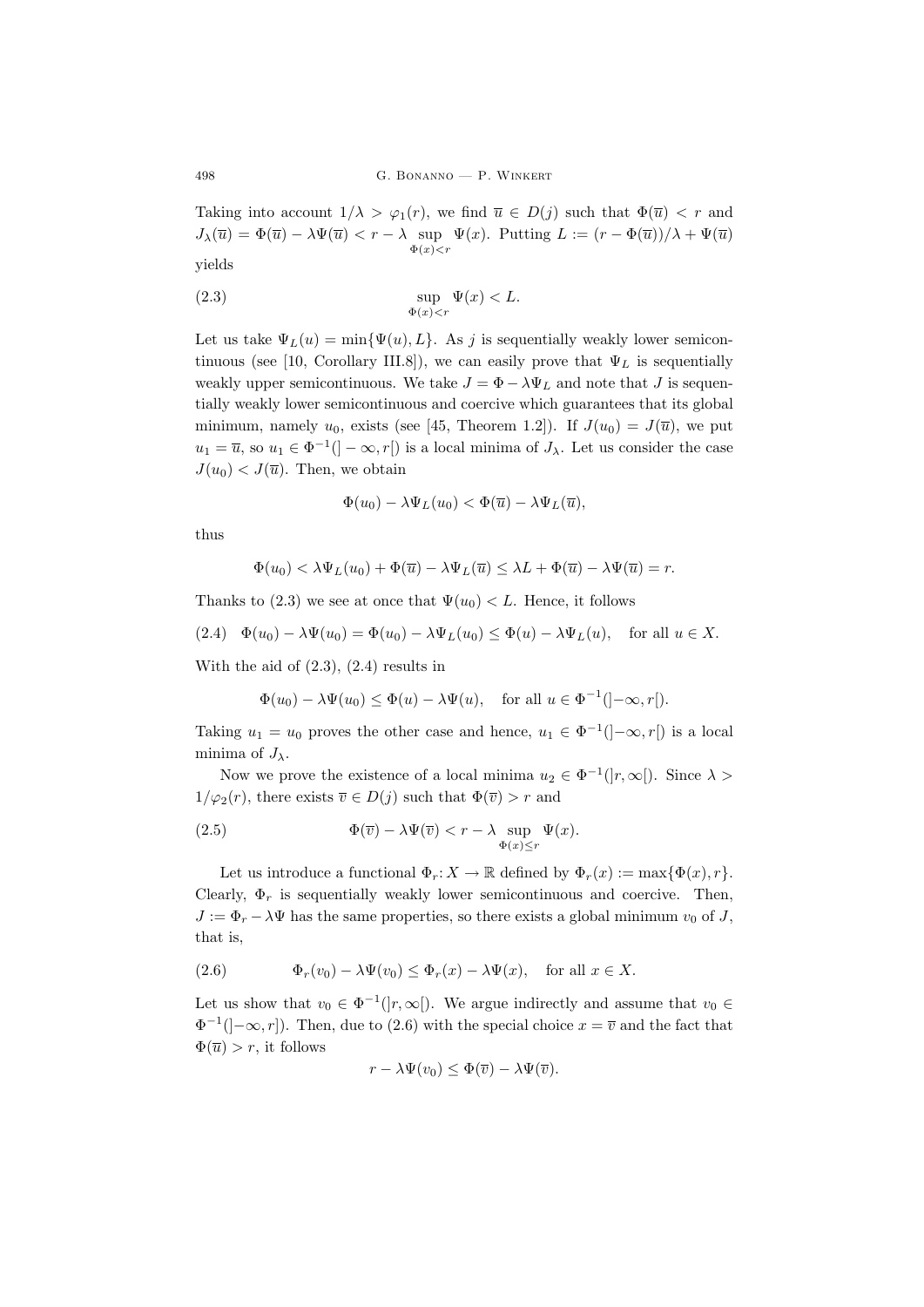Taking into account $1/\lambda > \varphi_1(r)$, we find $\overline{u} \in D(j)$ such that $\Phi(\overline{u}) < r$ and $J_\lambda(\overline{u}) = \Phi(\overline{u}) - \lambda\Psi(\overline{u}) < r - \lambda \sup_{\Phi(x)<r} \Psi(x)$. Putting $L := (r - \Phi(\overline{u}))/\lambda + \Psi(\overline{u})$ yields

$$\sup_{\Phi(x)<r} \Psi(x) < L. \tag{2.3}$$

Let us take $\Psi_L(u) = \min\{\Psi(u), L\}$. As $j$ is sequentially weakly lower semicontinuous (see [10, Corollary III.8]), we can easily prove that $\Psi_L$ is sequentially weakly upper semicontinuous. We take $J = \Phi - \lambda\Psi_L$ and note that $J$ is sequentially weakly lower semicontinuous and coercive which guarantees that its global minimum, namely $u_0$, exists (see [45, Theorem 1.2]). If $J(u_0) = J(\overline{u})$, we put $u_1 = \overline{u}$, so $u_1 \in \Phi^{-1}(]-\infty, r[)$ is a local minima of $J_\lambda$. Let us consider the case $J(u_0) < J(\overline{u})$. Then, we obtain

$$\Phi(u_0) - \lambda\Psi_L(u_0) < \Phi(\overline{u}) - \lambda\Psi_L(\overline{u}),$$

thus

$$\Phi(u_0) < \lambda\Psi_L(u_0) + \Phi(\overline{u}) - \lambda\Psi_L(\overline{u}) \leq \lambda L + \Phi(\overline{u}) - \lambda\Psi(\overline{u}) = r.$$

Thanks to (2.3) we see at once that $\Psi(u_0) < L$. Hence, it follows

$$\Phi(u_0) - \lambda\Psi(u_0) = \Phi(u_0) - \lambda\Psi_L(u_0) \leq \Phi(u) - \lambda\Psi_L(u), \quad \text{for all } u \in X. \tag{2.4}$$

With the aid of (2.3), (2.4) results in

$$\Phi(u_0) - \lambda\Psi(u_0) \leq \Phi(u) - \lambda\Psi(u), \quad \text{for all } u \in \Phi^{-1}(]-\infty, r[).$$

Taking $u_1 = u_0$ proves the other case and hence, $u_1 \in \Phi^{-1}(]-\infty, r[)$ is a local minima of $J_\lambda$.

Now we prove the existence of a local minima $u_2 \in \Phi^{-1}(]r, \infty[)$. Since $\lambda > 1/\varphi_2(r)$, there exists $\overline{v} \in D(j)$ such that $\Phi(\overline{v}) > r$ and

$$\Phi(\overline{v}) - \lambda\Psi(\overline{v}) < r - \lambda \sup_{\Phi(x)\leq r} \Psi(x). \tag{2.5}$$

Let us introduce a functional $\Phi_r \colon X \to \mathbb{R}$ defined by $\Phi_r(x) := \max\{\Phi(x), r\}$. Clearly, $\Phi_r$ is sequentially weakly lower semicontinuous and coercive. Then, $J := \Phi_r - \lambda\Psi$ has the same properties, so there exists a global minimum $v_0$ of $J$, that is,

$$\Phi_r(v_0) - \lambda\Psi(v_0) \leq \Phi_r(x) - \lambda\Psi(x), \quad \text{for all } x \in X. \tag{2.6}$$

Let us show that $v_0 \in \Phi^{-1}(]r, \infty[)$. We argue indirectly and assume that $v_0 \in \Phi^{-1}(]-\infty, r])$. Then, due to (2.6) with the special choice $x = \overline{v}$ and the fact that $\Phi(\overline{u}) > r$, it follows

$$r - \lambda\Psi(v_0) \leq \Phi(\overline{v}) - \lambda\Psi(\overline{v}).$$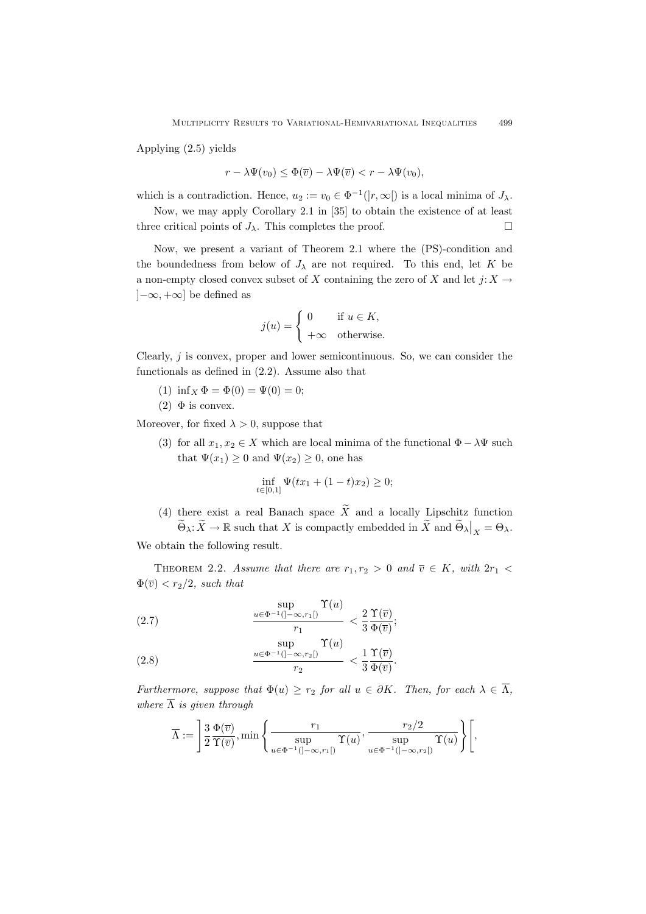Applying (2.5) yields

$$r - \lambda\Psi(v_0) \leq \Phi(\overline{v}) - \lambda\Psi(\overline{v}) < r - \lambda\Psi(v_0),$$

which is a contradiction. Hence, $u_2 := v_0 \in \Phi^{-1}(]r, \infty[)$ is a local minima of $J_\lambda$.

Now, we may apply Corollary 2.1 in [35] to obtain the existence of at least three critical points of $J_\lambda$. This completes the proof. □

Now, we present a variant of Theorem 2.1 where the (PS)-condition and the boundedness from below of $J_\lambda$ are not required. To this end, let $K$ be a non-empty closed convex subset of $X$ containing the zero of $X$ and let $j: X \to ]-\infty, +\infty]$ be defined as

$$j(u) = \begin{cases} 0 & \text{if } u \in K, \\ +\infty & \text{otherwise.} \end{cases}$$

Clearly, $j$ is convex, proper and lower semicontinuous. So, we can consider the functionals as defined in (2.2). Assume also that

(1) $\inf_X \Phi = \Phi(0) = \Psi(0) = 0$;
(2) $\Phi$ is convex.

Moreover, for fixed $\lambda > 0$, suppose that

(3) for all $x_1, x_2 \in X$ which are local minima of the functional $\Phi - \lambda\Psi$ such that $\Psi(x_1) \geq 0$ and $\Psi(x_2) \geq 0$, one has

$$\inf_{t\in[0,1]} \Psi(tx_1 + (1-t)x_2) \geq 0;$$

(4) there exist a real Banach space $\widetilde{X}$ and a locally Lipschitz function $\widetilde{\Theta}_\lambda: \widetilde{X} \to \mathbb{R}$ such that $X$ is compactly embedded in $\widetilde{X}$ and $\widetilde{\Theta}_\lambda\big|_X = \Theta_\lambda$.

We obtain the following result.

Theorem 2.2. *Assume that there are $r_1, r_2 > 0$ and $\overline{v} \in K$, with $2r_1 < \Phi(\overline{v}) < r_2/2$, such that*

$$\frac{\sup_{u\in\Phi^{-1}(]-\infty,r_1[)} \Upsilon(u)}{r_1} < \frac{2}{3}\frac{\Upsilon(\overline{v})}{\Phi(\overline{v})}; \tag{2.7}$$

$$\frac{\sup_{u\in\Phi^{-1}(]-\infty,r_2[)} \Upsilon(u)}{r_2} < \frac{1}{3}\frac{\Upsilon(\overline{v})}{\Phi(\overline{v})}. \tag{2.8}$$

*Furthermore, suppose that $\Phi(u) \geq r_2$ for all $u \in \partial K$. Then, for each $\lambda \in \overline{\Lambda}$, where $\overline{\Lambda}$ is given through*

$$\overline{\Lambda} := \left] \frac{3}{2}\frac{\Phi(\overline{v})}{\Upsilon(\overline{v})}, \min\left\{ \frac{r_1}{\sup_{u\in\Phi^{-1}(]-\infty,r_1[)} \Upsilon(u)}, \frac{r_2/2}{\sup_{u\in\Phi^{-1}(]-\infty,r_2[)} \Upsilon(u)} \right\} \right[,$$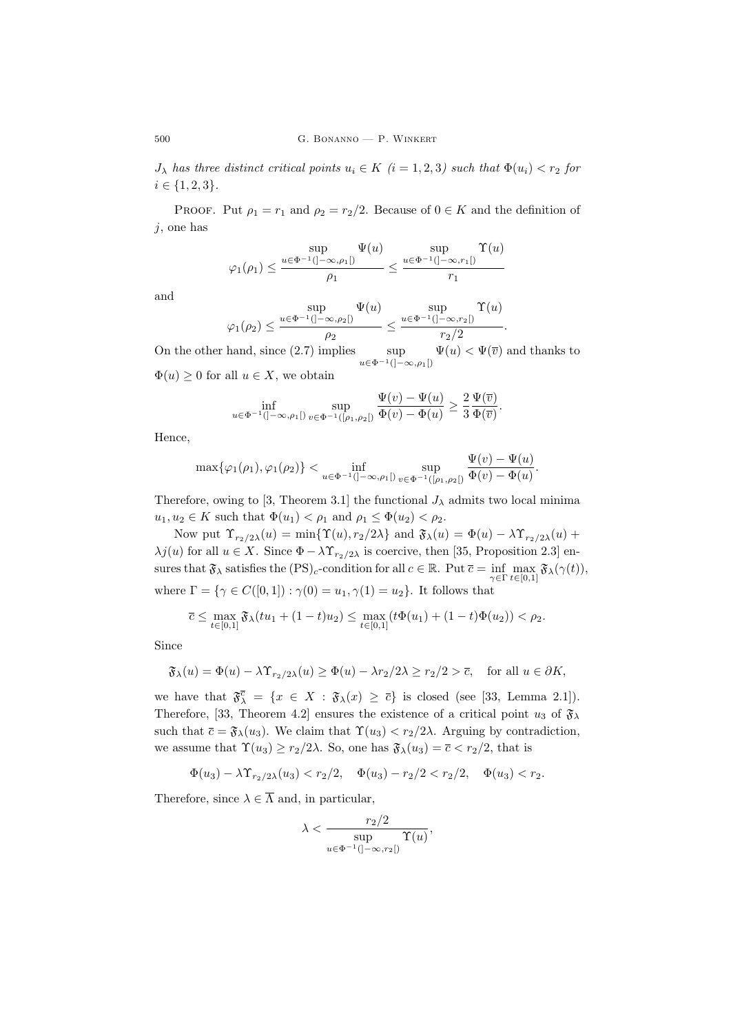$J_\lambda$ *has three distinct critical points* $u_i \in K$ $(i = 1,2,3)$ *such that* $\Phi(u_i) < r_2$ *for* $i \in \{1,2,3\}$.

Proof. Put $\rho_1 = r_1$ and $\rho_2 = r_2/2$. Because of $0 \in K$ and the definition of $j$, one has

$$\varphi_1(\rho_1) \le \frac{\sup_{u\in\Phi^{-1}(]-\infty,\rho_1[)} \Psi(u)}{\rho_1} \le \frac{\sup_{u\in\Phi^{-1}(]-\infty,r_1[)} \Upsilon(u)}{r_1}$$

and

$$\varphi_1(\rho_2) \le \frac{\sup_{u\in\Phi^{-1}(]-\infty,\rho_2[)} \Psi(u)}{\rho_2} \le \frac{\sup_{u\in\Phi^{-1}(]-\infty,r_2[)} \Upsilon(u)}{r_2/2}.$$

On the other hand, since (2.7) implies $\sup_{u\in\Phi^{-1}(]-\infty,\rho_1[)} \Psi(u) < \Psi(\overline{v})$ and thanks to $\Phi(u) \ge 0$ for all $u \in X$, we obtain

$$\inf_{u\in\Phi^{-1}(]-\infty,\rho_1[)} \sup_{v\in\Phi^{-1}([\rho_1,\rho_2[)} \frac{\Psi(v)-\Psi(u)}{\Phi(v)-\Phi(u)} \ge \frac{2}{3}\frac{\Psi(\overline{v})}{\Phi(\overline{v})}.$$

Hence,

$$\max\{\varphi_1(\rho_1),\varphi_1(\rho_2)\} < \inf_{u\in\Phi^{-1}(]-\infty,\rho_1[)} \sup_{v\in\Phi^{-1}([\rho_1,\rho_2[)} \frac{\Psi(v)-\Psi(u)}{\Phi(v)-\Phi(u)}.$$

Therefore, owing to [3, Theorem 3.1] the functional $J_\lambda$ admits two local minima $u_1, u_2 \in K$ such that $\Phi(u_1) < \rho_1$ and $\rho_1 \le \Phi(u_2) < \rho_2$.

Now put $\Upsilon_{r_2/2\lambda}(u) = \min\{\Upsilon(u), r_2/2\lambda\}$ and $\mathfrak{F}_\lambda(u) = \Phi(u) - \lambda\Upsilon_{r_2/2\lambda}(u) + \lambda j(u)$ for all $u \in X$. Since $\Phi - \lambda\Upsilon_{r_2/2\lambda}$ is coercive, then [35, Proposition 2.3] ensures that $\mathfrak{F}_\lambda$ satisfies the $(\mathrm{PS})_c$-condition for all $c \in \mathbb{R}$. Put $\overline{c} = \inf_{\gamma\in\Gamma}\max_{t\in[0,1]} \mathfrak{F}_\lambda(\gamma(t))$, where $\Gamma = \{\gamma \in C([0,1]) : \gamma(0) = u_1, \gamma(1) = u_2\}$. It follows that

$$\overline{c} \le \max_{t\in[0,1]} \mathfrak{F}_\lambda(tu_1 + (1-t)u_2) \le \max_{t\in[0,1]}(t\Phi(u_1) + (1-t)\Phi(u_2)) < \rho_2.$$

Since

$$\mathfrak{F}_\lambda(u) = \Phi(u) - \lambda\Upsilon_{r_2/2\lambda}(u) \ge \Phi(u) - \lambda r_2/2\lambda \ge r_2/2 > \overline{c}, \quad \text{for all } u \in \partial K,$$

we have that $\mathfrak{F}_\lambda^{\overline{c}} = \{x \in X : \mathfrak{F}_\lambda(x) \ge \overline{c}\}$ is closed (see [33, Lemma 2.1]). Therefore, [33, Theorem 4.2] ensures the existence of a critical point $u_3$ of $\mathfrak{F}_\lambda$ such that $\overline{c} = \mathfrak{F}_\lambda(u_3)$. We claim that $\Upsilon(u_3) < r_2/2\lambda$. Arguing by contradiction, we assume that $\Upsilon(u_3) \ge r_2/2\lambda$. So, one has $\mathfrak{F}_\lambda(u_3) = \overline{c} < r_2/2$, that is

$$\Phi(u_3) - \lambda\Upsilon_{r_2/2\lambda}(u_3) < r_2/2, \quad \Phi(u_3) - r_2/2 < r_2/2, \quad \Phi(u_3) < r_2.$$

Therefore, since $\lambda \in \overline{\Lambda}$ and, in particular,

$$\lambda < \frac{r_2/2}{\sup_{u\in\Phi^{-1}(]-\infty,r_2[)} \Upsilon(u)},$$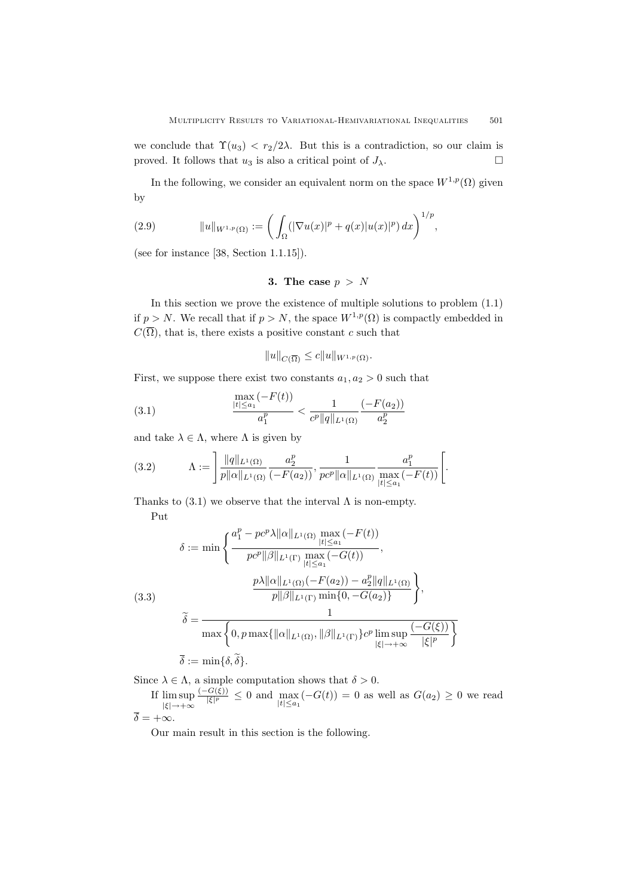we conclude that $\Upsilon(u_3) < r_2/2\lambda$. But this is a contradiction, so our claim is proved. It follows that $u_3$ is also a critical point of $J_\lambda$. $\square$

In the following, we consider an equivalent norm on the space $W^{1,p}(\Omega)$ given by

$$\|u\|_{W^{1,p}(\Omega)} := \left( \int_\Omega (|\nabla u(x)|^p + q(x)|u(x)|^p)\, dx \right)^{1/p}, \tag{2.9}$$

(see for instance [38, Section 1.1.15]).

## 3. The case $p > N$

In this section we prove the existence of multiple solutions to problem (1.1) if $p > N$. We recall that if $p > N$, the space $W^{1,p}(\Omega)$ is compactly embedded in $C(\overline{\Omega})$, that is, there exists a positive constant $c$ such that

$$\|u\|_{C(\overline{\Omega})} \leq c\|u\|_{W^{1,p}(\Omega)}.$$

First, we suppose there exist two constants $a_1, a_2 > 0$ such that

$$\frac{\max\limits_{|t|\leq a_1}(-F(t))}{a_1^p} < \frac{1}{c^p\|q\|_{L^1(\Omega)}} \frac{(-F(a_2))}{a_2^p} \tag{3.1}$$

and take $\lambda \in \Lambda$, where $\Lambda$ is given by

$$\Lambda := \left] \frac{\|q\|_{L^1(\Omega)}}{p\|\alpha\|_{L^1(\Omega)}} \frac{a_2^p}{(-F(a_2))}, \frac{1}{pc^p\|\alpha\|_{L^1(\Omega)}} \frac{a_1^p}{\max\limits_{|t|\leq a_1}(-F(t))} \right[. \tag{3.2}$$

Thanks to (3.1) we observe that the interval $\Lambda$ is non-empty.

Put

$$\begin{aligned}
\delta &:= \min\left\{ \frac{a_1^p - pc^p\lambda\|\alpha\|_{L^1(\Omega)} \max\limits_{|t|\leq a_1}(-F(t))}{pc^p\|\beta\|_{L^1(\Gamma)} \max\limits_{|t|\leq a_1}(-G(t))}, \right.\\
&\qquad\qquad \left. \frac{p\lambda\|\alpha\|_{L^1(\Omega)}(-F(a_2)) - a_2^p\|q\|_{L^1(\Omega)}}{p\|\beta\|_{L^1(\Gamma)} \min\{0, -G(a_2)\}} \right\},\\
\widetilde{\delta} &= \frac{1}{\max\left\{0, p\max\{\|\alpha\|_{L^1(\Omega)}, \|\beta\|_{L^1(\Gamma)}\}c^p \limsup\limits_{|\xi|\to+\infty} \dfrac{(-G(\xi))}{|\xi|^p}\right\}}\\
\overline{\delta} &:= \min\{\delta, \widetilde{\delta}\}.
\end{aligned} \tag{3.3}$$

Since $\lambda \in \Lambda$, a simple computation shows that $\delta > 0$.

If $\limsup\limits_{|\xi|\to+\infty} \frac{(-G(\xi))}{|\xi|^p} \leq 0$ and $\max\limits_{|t|\leq a_1}(-G(t)) = 0$ as well as $G(a_2) \geq 0$ we read $\overline{\delta} = +\infty$.

Our main result in this section is the following.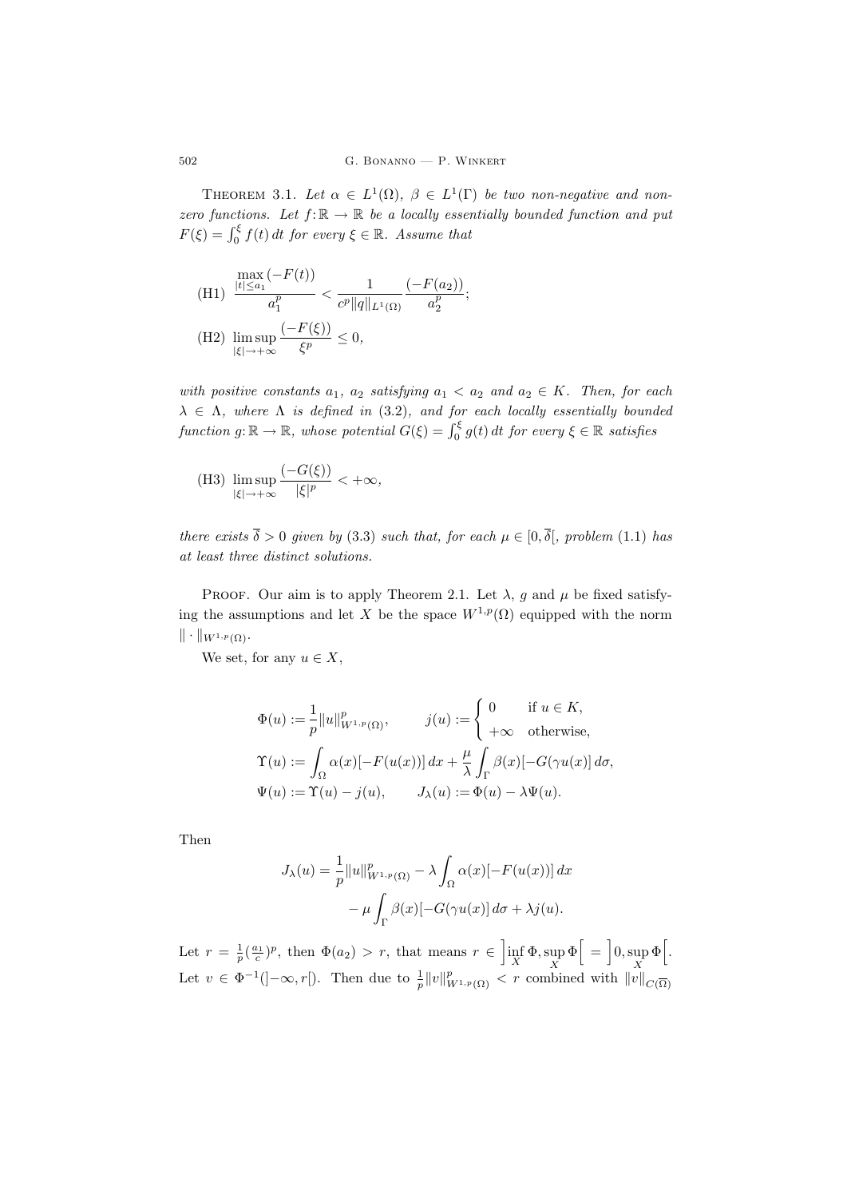**Theorem 3.1.** *Let $\alpha \in L^1(\Omega)$, $\beta \in L^1(\Gamma)$ be two non-negative and non-zero functions. Let $f\colon \mathbb{R} \to \mathbb{R}$ be a locally essentially bounded function and put $F(\xi) = \int_0^\xi f(t)\,dt$ for every $\xi \in \mathbb{R}$. Assume that*

(H1) $\displaystyle \frac{\max_{|t|\le a_1}(-F(t))}{a_1^p} < \frac{1}{c^p\|q\|_{L^1(\Omega)}}\frac{(-F(a_2))}{a_2^p}$;

(H2) $\displaystyle \limsup_{|\xi|\to+\infty}\frac{(-F(\xi))}{\xi^p} \le 0,$

*with positive constants $a_1$, $a_2$ satisfying $a_1 < a_2$ and $a_2 \in K$. Then, for each $\lambda \in \Lambda$, where $\Lambda$ is defined in (3.2), and for each locally essentially bounded function $g\colon \mathbb{R} \to \mathbb{R}$, whose potential $G(\xi) = \int_0^\xi g(t)\,dt$ for every $\xi \in \mathbb{R}$ satisfies*

(H3) $\displaystyle \limsup_{|\xi|\to+\infty}\frac{(-G(\xi))}{|\xi|^p} < +\infty,$

*there exists $\overline{\delta} > 0$ given by (3.3) such that, for each $\mu \in [0, \overline{\delta}[$, problem (1.1) has at least three distinct solutions.*

Proof. Our aim is to apply Theorem 2.1. Let $\lambda$, $g$ and $\mu$ be fixed satisfying the assumptions and let $X$ be the space $W^{1,p}(\Omega)$ equipped with the norm $\|\cdot\|_{W^{1,p}(\Omega)}$.

We set, for any $u \in X$,

$$\Phi(u) := \frac{1}{p}\|u\|^p_{W^{1,p}(\Omega)}, \qquad j(u) := \begin{cases} 0 & \text{if } u \in K, \\ +\infty & \text{otherwise,}\end{cases}$$
$$\Upsilon(u) := \int_\Omega \alpha(x)[-F(u(x))]\,dx + \frac{\mu}{\lambda}\int_\Gamma \beta(x)[-G(\gamma u(x)]\,d\sigma,$$
$$\Psi(u) := \Upsilon(u) - j(u), \qquad J_\lambda(u) := \Phi(u) - \lambda\Psi(u).$$

Then

$$J_\lambda(u) = \frac{1}{p}\|u\|^p_{W^{1,p}(\Omega)} - \lambda\int_\Omega \alpha(x)[-F(u(x))]\,dx - \mu\int_\Gamma \beta(x)[-G(\gamma u(x)]\,d\sigma + \lambda j(u).$$

Let $r = \frac{1}{p}(\frac{a_1}{c})^p$, then $\Phi(a_2) > r$, that means $r \in \big]\inf_X \Phi, \sup_X \Phi\big[ = \big]0, \sup_X \Phi\big[$. Let $v \in \Phi^{-1}(]-\infty, r[)$. Then due to $\frac{1}{p}\|v\|^p_{W^{1,p}(\Omega)} < r$ combined with $\|v\|_{C(\overline{\Omega})}$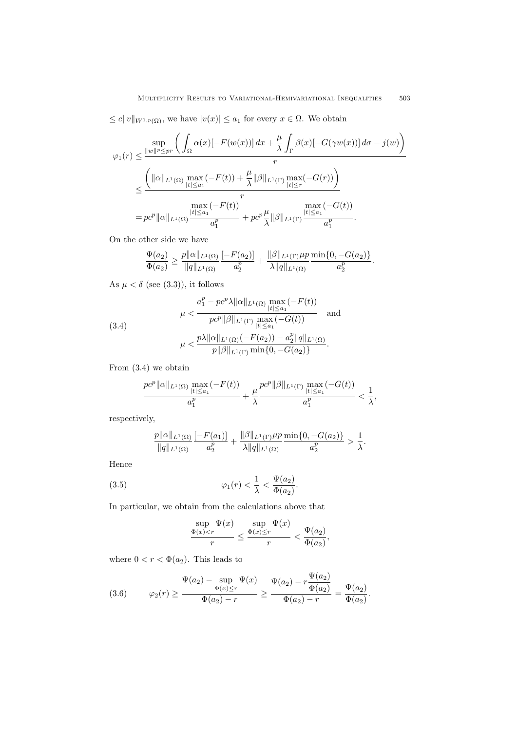$\leq c\|v\|_{W^{1,p}(\Omega)}$, we have $|v(x)| \leq a_1$ for every $x \in \Omega$. We obtain

$$
\begin{aligned}
\varphi_1(r) &\leq \frac{\sup\limits_{\|w\|^p \leq pr} \left( \displaystyle\int_\Omega \alpha(x)[-F(w(x))]\,dx + \frac{\mu}{\lambda}\int_\Gamma \beta(x)[-G(\gamma w(x))]\,d\sigma - j(w) \right)}{r} \\
&\leq \frac{\left( \|\alpha\|_{L^1(\Omega)} \max\limits_{|t|\leq a_1}(-F(t)) + \dfrac{\mu}{\lambda}\|\beta\|_{L^1(\Gamma)} \max\limits_{|t|\leq r}(-G(r)) \right)}{r} \\
&= pc^p\|\alpha\|_{L^1(\Omega)} \frac{\max\limits_{|t|\leq a_1}(-F(t))}{a_1^p} + pc^p\frac{\mu}{\lambda}\|\beta\|_{L^1(\Gamma)} \frac{\max\limits_{|t|\leq a_1}(-G(t))}{a_1^p}.
\end{aligned}
$$

On the other side we have

$$
\frac{\Psi(a_2)}{\Phi(a_2)} \geq \frac{p\|\alpha\|_{L^1(\Omega)}}{\|q\|_{L^1(\Omega)}} \frac{[-F(a_2)]}{a_2^p} + \frac{\|\beta\|_{L^1(\Gamma)}\mu p}{\lambda\|q\|_{L^1(\Omega)}} \frac{\min\{0,-G(a_2)\}}{a_2^p}.
$$

As $\mu < \delta$ (see (3.3)), it follows

$$
\begin{aligned}
&\mu < \frac{a_1^p - pc^p\lambda\|\alpha\|_{L^1(\Omega)} \max\limits_{|t|\leq a_1}(-F(t))}{pc^p\|\beta\|_{L^1(\Gamma)} \max\limits_{|t|\leq a_1}(-G(t))} \quad \text{and} \\
&\mu < \frac{p\lambda\|\alpha\|_{L^1(\Omega)}(-F(a_2)) - a_2^p\|q\|_{L^1(\Omega)}}{p\|\beta\|_{L^1(\Gamma)} \min\{0,-G(a_2)\}}.
\end{aligned}
\tag{3.4}
$$

From (3.4) we obtain

$$
\frac{pc^p\|\alpha\|_{L^1(\Omega)} \max\limits_{|t|\leq a_1}(-F(t))}{a_1^p} + \frac{\mu}{\lambda}\frac{pc^p\|\beta\|_{L^1(\Gamma)} \max\limits_{|t|\leq a_1}(-G(t))}{a_1^p} < \frac{1}{\lambda},
$$

respectively,

$$
\frac{p\|\alpha\|_{L^1(\Omega)}}{\|q\|_{L^1(\Omega)}} \frac{[-F(a_1)]}{a_2^p} + \frac{\|\beta\|_{L^1(\Gamma)}\mu p}{\lambda\|q\|_{L^1(\Omega)}} \frac{\min\{0,-G(a_2)\}}{a_2^p} > \frac{1}{\lambda}.
$$

Hence

$$
\varphi_1(r) < \frac{1}{\lambda} < \frac{\Psi(a_2)}{\Phi(a_2)}. \tag{3.5}
$$

In particular, we obtain from the calculations above that

$$
\frac{\sup\limits_{\Phi(x)<r} \Psi(x)}{r} \leq \frac{\sup\limits_{\Phi(x)\leq r} \Psi(x)}{r} < \frac{\Psi(a_2)}{\Phi(a_2)},
$$

where $0 < r < \Phi(a_2)$. This leads to

$$
\varphi_2(r) \geq \frac{\Psi(a_2) - \sup\limits_{\Phi(x)\leq r} \Psi(x)}{\Phi(a_2) - r} \geq \frac{\Psi(a_2) - r\dfrac{\Psi(a_2)}{\Phi(a_2)}}{\Phi(a_2) - r} = \frac{\Psi(a_2)}{\Phi(a_2)}. \tag{3.6}
$$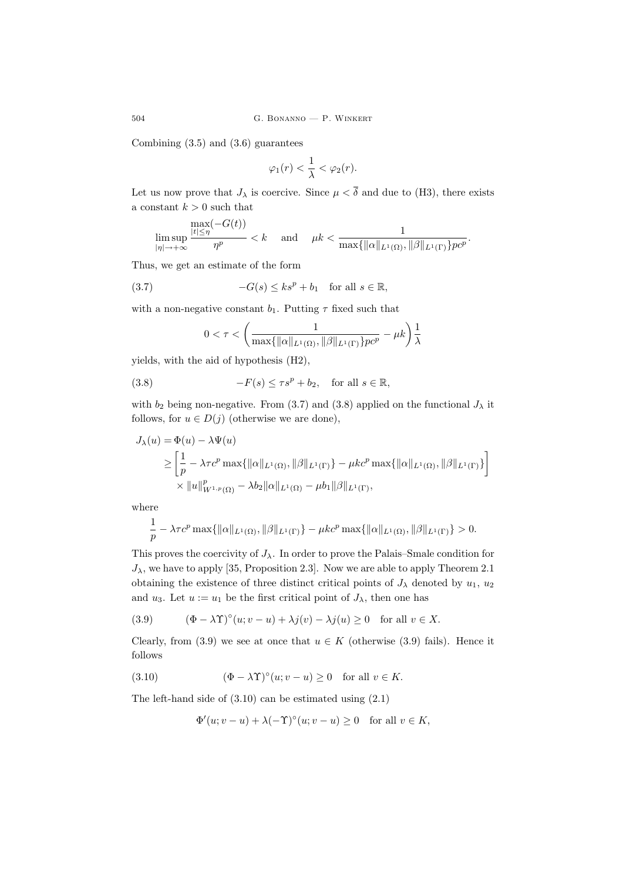Combining (3.5) and (3.6) guarantees

$$\varphi_1(r) < \frac{1}{\lambda} < \varphi_2(r).$$

Let us now prove that $J_\lambda$ is coercive. Since $\mu < \overline{\delta}$ and due to (H3), there exists a constant $k > 0$ such that

$$\limsup_{|\eta| \to +\infty} \frac{\max\limits_{|t| \leq \eta}(-G(t))}{\eta^p} < k \quad \text{and} \quad \mu k < \frac{1}{\max\{\|\alpha\|_{L^1(\Omega)}, \|\beta\|_{L^1(\Gamma)}\} p c^p}.$$

Thus, we get an estimate of the form

$$-G(s) \leq k s^p + b_1 \quad \text{for all } s \in \mathbb{R}, \tag{3.7}$$

with a non-negative constant $b_1$. Putting $\tau$ fixed such that

$$0 < \tau < \left( \frac{1}{\max\{\|\alpha\|_{L^1(\Omega)}, \|\beta\|_{L^1(\Gamma)}\} p c^p} - \mu k \right) \frac{1}{\lambda}$$

yields, with the aid of hypothesis (H2),

$$-F(s) \leq \tau s^p + b_2, \quad \text{for all } s \in \mathbb{R}, \tag{3.8}$$

with $b_2$ being non-negative. From (3.7) and (3.8) applied on the functional $J_\lambda$ it follows, for $u \in D(j)$ (otherwise we are done),

$$\begin{aligned}
J_\lambda(u) &= \Phi(u) - \lambda \Psi(u) \\
&\geq \left[ \frac{1}{p} - \lambda \tau c^p \max\{\|\alpha\|_{L^1(\Omega)}, \|\beta\|_{L^1(\Gamma)}\} - \mu k c^p \max\{\|\alpha\|_{L^1(\Omega)}, \|\beta\|_{L^1(\Gamma)}\} \right] \\
&\quad \times \|u\|^p_{W^{1,p}(\Omega)} - \lambda b_2 \|\alpha\|_{L^1(\Omega)} - \mu b_1 \|\beta\|_{L^1(\Gamma)},
\end{aligned}$$

where

$$\frac{1}{p} - \lambda \tau c^p \max\{\|\alpha\|_{L^1(\Omega)}, \|\beta\|_{L^1(\Gamma)}\} - \mu k c^p \max\{\|\alpha\|_{L^1(\Omega)}, \|\beta\|_{L^1(\Gamma)}\} > 0.$$

This proves the coercivity of $J_\lambda$. In order to prove the Palais–Smale condition for $J_\lambda$, we have to apply [35, Proposition 2.3]. Now we are able to apply Theorem 2.1 obtaining the existence of three distinct critical points of $J_\lambda$ denoted by $u_1$, $u_2$ and $u_3$. Let $u := u_1$ be the first critical point of $J_\lambda$, then one has

$$(\Phi - \lambda \Upsilon)^\circ(u; v - u) + \lambda j(v) - \lambda j(u) \geq 0 \quad \text{for all } v \in X. \tag{3.9}$$

Clearly, from (3.9) we see at once that $u \in K$ (otherwise (3.9) fails). Hence it follows

$$(\Phi - \lambda \Upsilon)^\circ(u; v - u) \geq 0 \quad \text{for all } v \in K. \tag{3.10}$$

The left-hand side of (3.10) can be estimated using (2.1)

$$\Phi'(u; v - u) + \lambda(-\Upsilon)^\circ(u; v - u) \geq 0 \quad \text{for all } v \in K,$$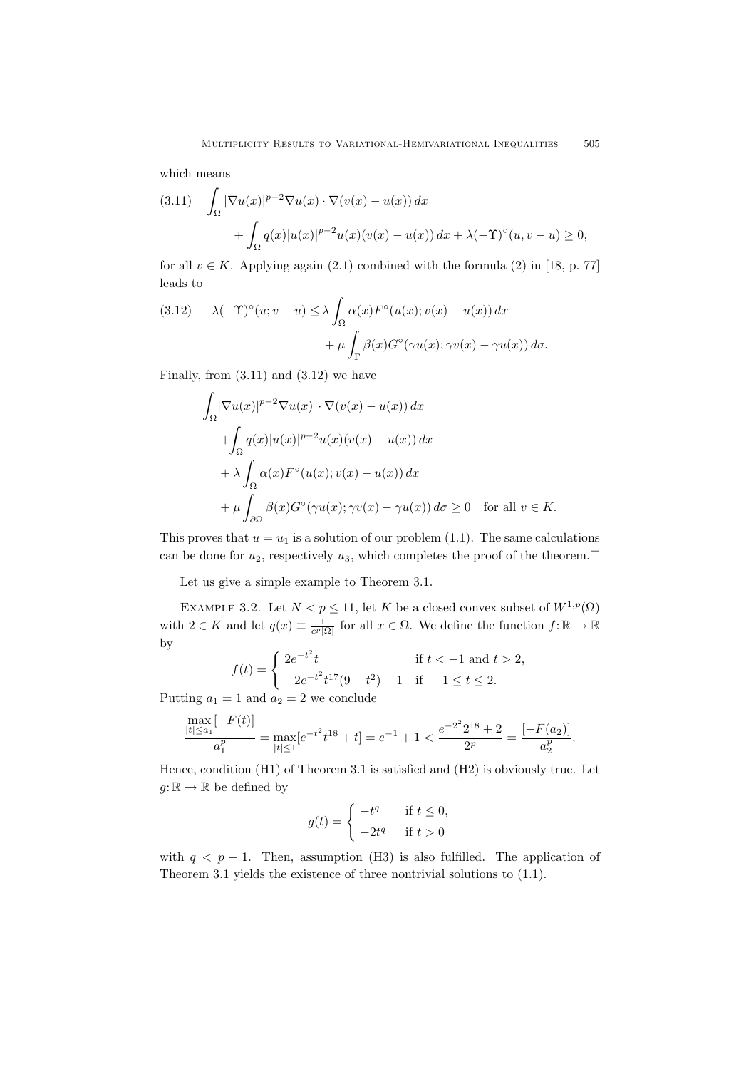which means

$$
\begin{aligned}
(3.11)\qquad \int_\Omega |\nabla u(x)|^{p-2}\nabla u(x)\cdot \nabla(v(x)-u(x))\,dx& \\
+\int_\Omega q(x)|u(x)|^{p-2}u(x)(v(x)-u(x))\,dx + \lambda(-\Upsilon)^\circ(u,v-u)&\geq 0,
\end{aligned}
$$

for all $v\in K$. Applying again (2.1) combined with the formula (2) in [18, p. 77] leads to

$$
\begin{aligned}
(3.12)\qquad \lambda(-\Upsilon)^\circ(u;v-u) \leq \lambda \int_\Omega \alpha(x)F^\circ(u(x);v(x)-u(x))\,dx& \\
+\mu\int_\Gamma \beta(x)G^\circ(\gamma u(x);\gamma v(x)-\gamma u(x))\,d\sigma.&
\end{aligned}
$$

Finally, from (3.11) and (3.12) we have

$$
\begin{aligned}
\int_\Omega &|\nabla u(x)|^{p-2}\nabla u(x)\,\cdot \nabla(v(x)-u(x))\,dx \\
&+\int_\Omega q(x)|u(x)|^{p-2}u(x)(v(x)-u(x))\,dx \\
&+\lambda\int_\Omega \alpha(x)F^\circ(u(x);v(x)-u(x))\,dx \\
&+\mu\int_{\partial\Omega}\beta(x)G^\circ(\gamma u(x);\gamma v(x)-\gamma u(x))\,d\sigma\geq 0 \quad \text{for all } v\in K.
\end{aligned}
$$

This proves that $u=u_1$ is a solution of our problem (1.1). The same calculations can be done for $u_2$, respectively $u_3$, which completes the proof of the theorem. □

Let us give a simple example to Theorem 3.1.

EXAMPLE 3.2. Let $N<p\leq 11$, let $K$ be a closed convex subset of $W^{1,p}(\Omega)$ with $2\in K$ and let $q(x)\equiv \frac{1}{c^p|\Omega|}$ for all $x\in\Omega$. We define the function $f\colon\mathbb{R}\to\mathbb{R}$ by

$$
f(t)=\begin{cases} 2e^{-t^2}t & \text{if } t<-1 \text{ and } t>2,\\ -2e^{-t^2}t^{17}(9-t^2)-1 & \text{if } -1\leq t\leq 2.\end{cases}
$$

Putting $a_1=1$ and $a_2=2$ we conclude

$$
\frac{\max\limits_{|t|\leq a_1}[-F(t)]}{a_1^p} = \max_{|t|\leq 1}[e^{-t^2}t^{18}+t] = e^{-1}+1 < \frac{e^{-2^2}2^{18}+2}{2^p} = \frac{[-F(a_2)]}{a_2^p}.
$$

Hence, condition (H1) of Theorem 3.1 is satisfied and (H2) is obviously true. Let $g\colon\mathbb{R}\to\mathbb{R}$ be defined by

$$
g(t)=\begin{cases} -t^q & \text{if } t\leq 0,\\ -2t^q & \text{if } t>0\end{cases}
$$

with $q<p-1$. Then, assumption (H3) is also fulfilled. The application of Theorem 3.1 yields the existence of three nontrivial solutions to (1.1).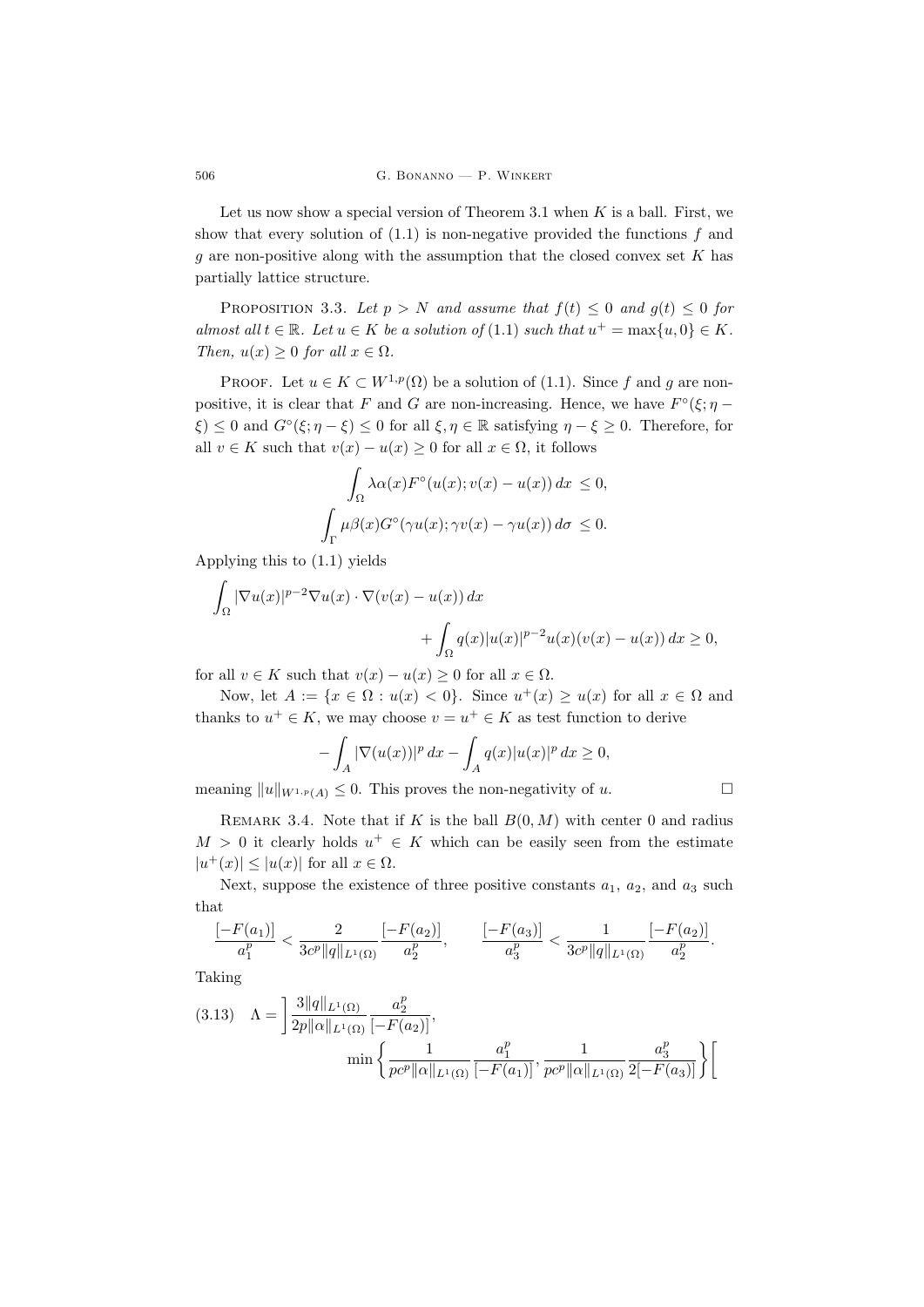Let us now show a special version of Theorem 3.1 when $K$ is a ball. First, we show that every solution of (1.1) is non-negative provided the functions $f$ and $g$ are non-positive along with the assumption that the closed convex set $K$ has partially lattice structure.

Proposition 3.3. *Let $p > N$ and assume that $f(t) \leq 0$ and $g(t) \leq 0$ for almost all $t \in \mathbb{R}$. Let $u \in K$ be a solution of* (1.1) *such that $u^+ = \max\{u, 0\} \in K$. Then, $u(x) \geq 0$ for all $x \in \Omega$.*

Proof. Let $u \in K \subset W^{1,p}(\Omega)$ be a solution of (1.1). Since $f$ and $g$ are non-positive, it is clear that $F$ and $G$ are non-increasing. Hence, we have $F^\circ(\xi; \eta - \xi) \leq 0$ and $G^\circ(\xi; \eta - \xi) \leq 0$ for all $\xi, \eta \in \mathbb{R}$ satisfying $\eta - \xi \geq 0$. Therefore, for all $v \in K$ such that $v(x) - u(x) \geq 0$ for all $x \in \Omega$, it follows

$$\int_\Omega \lambda \alpha(x) F^\circ(u(x); v(x) - u(x))\, dx \leq 0,$$

$$\int_\Gamma \mu \beta(x) G^\circ(\gamma u(x); \gamma v(x) - \gamma u(x))\, d\sigma \leq 0.$$

Applying this to (1.1) yields

$$\int_\Omega |\nabla u(x)|^{p-2} \nabla u(x) \cdot \nabla (v(x) - u(x))\, dx + \int_\Omega q(x) |u(x)|^{p-2} u(x) (v(x) - u(x))\, dx \geq 0,$$

for all $v \in K$ such that $v(x) - u(x) \geq 0$ for all $x \in \Omega$.

Now, let $A := \{x \in \Omega : u(x) < 0\}$. Since $u^+(x) \geq u(x)$ for all $x \in \Omega$ and thanks to $u^+ \in K$, we may choose $v = u^+ \in K$ as test function to derive

$$-\int_A |\nabla (u(x))|^p\, dx - \int_A q(x) |u(x)|^p\, dx \geq 0,$$

meaning $\|u\|_{W^{1,p}(A)} \leq 0$. This proves the non-negativity of $u$. $\square$

Remark 3.4. Note that if $K$ is the ball $B(0, M)$ with center 0 and radius $M > 0$ it clearly holds $u^+ \in K$ which can be easily seen from the estimate $|u^+(x)| \leq |u(x)|$ for all $x \in \Omega$.

Next, suppose the existence of three positive constants $a_1$, $a_2$, and $a_3$ such that

$$\frac{[-F(a_1)]}{a_1^p} < \frac{2}{3c^p \|q\|_{L^1(\Omega)}} \frac{[-F(a_2)]}{a_2^p}, \qquad \frac{[-F(a_3)]}{a_3^p} < \frac{1}{3c^p \|q\|_{L^1(\Omega)}} \frac{[-F(a_2)]}{a_2^p}.$$

Taking

$$\Lambda = \left] \frac{3\|q\|_{L^1(\Omega)}}{2p\|\alpha\|_{L^1(\Omega)}} \frac{a_2^p}{[-F(a_2)]}, \min\left\{ \frac{1}{pc^p \|\alpha\|_{L^1(\Omega)}} \frac{a_1^p}{[-F(a_1)]}, \frac{1}{pc^p \|\alpha\|_{L^1(\Omega)}} \frac{a_3^p}{2[-F(a_3)]} \right\} \right[ \tag{3.13}$$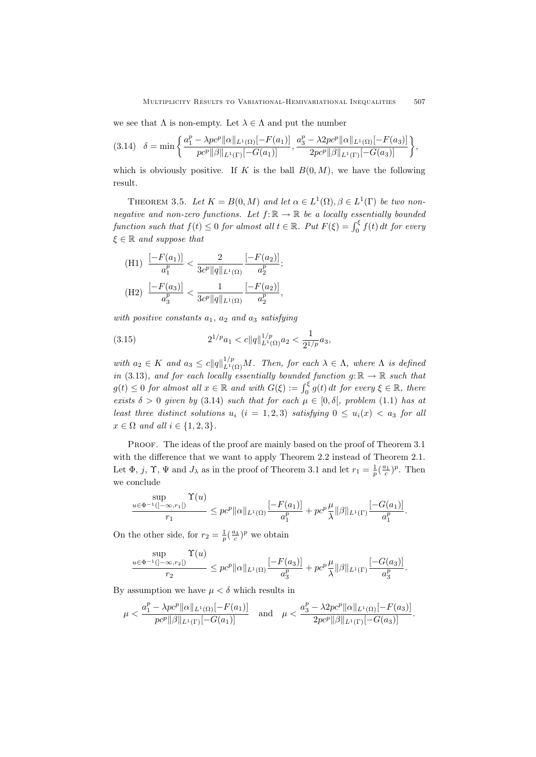we see that $\Lambda$ is non-empty. Let $\lambda \in \Lambda$ and put the number

$$(3.14)\quad \delta = \min\left\{ \frac{a_1^p - \lambda p c^p \|\alpha\|_{L^1(\Omega)}[-F(a_1)]}{pc^p\|\beta\|_{L^1(\Gamma)}[-G(a_1)]}, \frac{a_3^p - \lambda 2pc^p\|\alpha\|_{L^1(\Omega)}[-F(a_3)]}{2pc^p\|\beta\|_{L^1(\Gamma)}[-G(a_3)]} \right\},$$

which is obviously positive. If $K$ is the ball $B(0,M)$, we have the following result.

THEOREM 3.5. *Let $K = B(0,M)$ and let $\alpha \in L^1(\Omega), \beta \in L^1(\Gamma)$ be two non-negative and non-zero functions. Let $f\colon \mathbb{R} \to \mathbb{R}$ be a locally essentially bounded function such that $f(t) \le 0$ for almost all $t \in \mathbb{R}$. Put $F(\xi) = \int_0^\xi f(t)\,dt$ for every $\xi \in \mathbb{R}$ and suppose that*

(H1) $\dfrac{[-F(a_1)]}{a_1^p} < \dfrac{2}{3c^p\|q\|_{L^1(\Omega)}}\dfrac{[-F(a_2)]}{a_2^p}$;

(H2) $\dfrac{[-F(a_3)]}{a_3^p} < \dfrac{1}{3c^p\|q\|_{L^1(\Omega)}}\dfrac{[-F(a_2)]}{a_2^p}$,

*with positive constants $a_1$, $a_2$ and $a_3$ satisfying*

$$(3.15)\qquad 2^{1/p}a_1 < c\|q\|_{L^1(\Omega)}^{1/p}a_2 < \frac{1}{2^{1/p}}a_3,$$

*with $a_2 \in K$ and $a_3 \le c\|q\|_{L^1(\Omega)}^{1/p}M$. Then, for each $\lambda \in \Lambda$, where $\Lambda$ is defined in (3.13), and for each locally essentially bounded function $g\colon \mathbb{R} \to \mathbb{R}$ such that $g(t) \le 0$ for almost all $x \in \mathbb{R}$ and with $G(\xi) := \int_0^\xi g(t)\,dt$ for every $\xi \in \mathbb{R}$, there exists $\delta > 0$ given by (3.14) such that for each $\mu \in [0,\delta[$, problem (1.1) has at least three distinct solutions $u_i$ $(i = 1,2,3)$ satisfying $0 \le u_i(x) < a_3$ for all $x \in \Omega$ and all $i \in \{1,2,3\}$.*

PROOF. The ideas of the proof are mainly based on the proof of Theorem 3.1 with the difference that we want to apply Theorem 2.2 instead of Theorem 2.1. Let $\Phi$, $j$, $\Upsilon$, $\Psi$ and $J_\lambda$ as in the proof of Theorem 3.1 and let $r_1 = \frac{1}{p}(\frac{a_1}{c})^p$. Then we conclude

$$\frac{\sup\limits_{u\in\Phi^{-1}(]-\infty,r_1[)}\Upsilon(u)}{r_1} \le pc^p\|\alpha\|_{L^1(\Omega)}\frac{[-F(a_1)]}{a_1^p} + pc^p\frac{\mu}{\lambda}\|\beta\|_{L^1(\Gamma)}\frac{[-G(a_1)]}{a_1^p}.$$

On the other side, for $r_2 = \frac{1}{p}(\frac{a_3}{c})^p$ we obtain

$$\frac{\sup\limits_{u\in\Phi^{-1}(]-\infty,r_2[)}\Upsilon(u)}{r_2} \le pc^p\|\alpha\|_{L^1(\Omega)}\frac{[-F(a_3)]}{a_3^p} + pc^p\frac{\mu}{\lambda}\|\beta\|_{L^1(\Gamma)}\frac{[-G(a_3)]}{a_3^p}.$$

By assumption we have $\mu < \delta$ which results in

$$\mu < \frac{a_1^p - \lambda pc^p\|\alpha\|_{L^1(\Omega)}[-F(a_1)]}{pc^p\|\beta\|_{L^1(\Gamma)}[-G(a_1)]} \quad\text{and}\quad \mu < \frac{a_3^p - \lambda 2pc^p\|\alpha\|_{L^1(\Omega)}[-F(a_3)]}{2pc^p\|\beta\|_{L^1(\Gamma)}[-G(a_3)]}.$$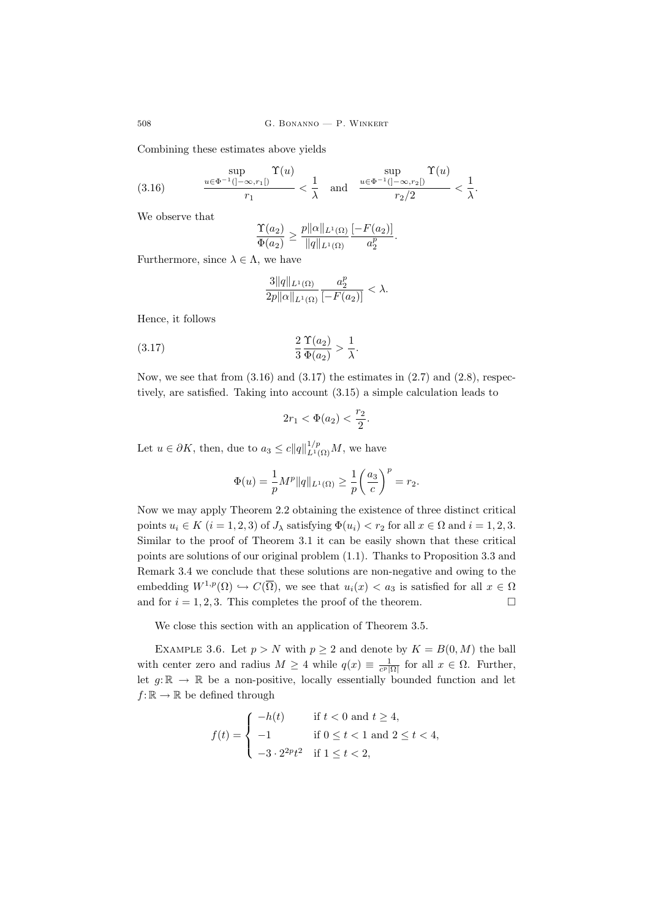Combining these estimates above yields

$$\frac{\sup_{u\in\Phi^{-1}(]-\infty,r_1[)}\Upsilon(u)}{r_1}<\frac{1}{\lambda}\quad\text{and}\quad\frac{\sup_{u\in\Phi^{-1}(]-\infty,r_2[)}\Upsilon(u)}{r_2/2}<\frac{1}{\lambda}. \tag{3.16}$$

We observe that

$$\frac{\Upsilon(a_2)}{\Phi(a_2)}\geq\frac{p\|\alpha\|_{L^1(\Omega)}}{\|q\|_{L^1(\Omega)}}\frac{[-F(a_2)]}{a_2^p}.$$

Furthermore, since $\lambda\in\Lambda$, we have

$$\frac{3\|q\|_{L^1(\Omega)}}{2p\|\alpha\|_{L^1(\Omega)}}\frac{a_2^p}{[-F(a_2)]}<\lambda.$$

Hence, it follows

$$\frac{2}{3}\frac{\Upsilon(a_2)}{\Phi(a_2)}>\frac{1}{\lambda}. \tag{3.17}$$

Now, we see that from (3.16) and (3.17) the estimates in (2.7) and (2.8), respectively, are satisfied. Taking into account (3.15) a simple calculation leads to

$$2r_1<\Phi(a_2)<\frac{r_2}{2}.$$

Let $u\in\partial K$, then, due to $a_3\leq c\|q\|_{L^1(\Omega)}^{1/p}M$, we have

$$\Phi(u)=\frac{1}{p}M^p\|q\|_{L^1(\Omega)}\geq\frac{1}{p}\bigg(\frac{a_3}{c}\bigg)^p=r_2.$$

Now we may apply Theorem 2.2 obtaining the existence of three distinct critical points $u_i\in K$ $(i=1,2,3)$ of $J_\lambda$ satisfying $\Phi(u_i)<r_2$ for all $x\in\Omega$ and $i=1,2,3$. Similar to the proof of Theorem 3.1 it can be easily shown that these critical points are solutions of our original problem (1.1). Thanks to Proposition 3.3 and Remark 3.4 we conclude that these solutions are non-negative and owing to the embedding $W^{1,p}(\Omega)\hookrightarrow C(\overline{\Omega})$, we see that $u_i(x)<a_3$ is satisfied for all $x\in\Omega$ and for $i=1,2,3$. This completes the proof of the theorem. □

We close this section with an application of Theorem 3.5.

Example 3.6. Let $p>N$ with $p\geq 2$ and denote by $K=B(0,M)$ the ball with center zero and radius $M\geq 4$ while $q(x)\equiv\frac{1}{c^p|\Omega|}$ for all $x\in\Omega$. Further, let $g\colon\mathbb{R}\to\mathbb{R}$ be a non-positive, locally essentially bounded function and let $f\colon\mathbb{R}\to\mathbb{R}$ be defined through

$$f(t)=\begin{cases}-h(t) & \text{if } t<0 \text{ and } t\geq 4,\\ -1 & \text{if } 0\leq t<1 \text{ and } 2\leq t<4,\\ -3\cdot 2^{2p}t^2 & \text{if } 1\leq t<2,\end{cases}$$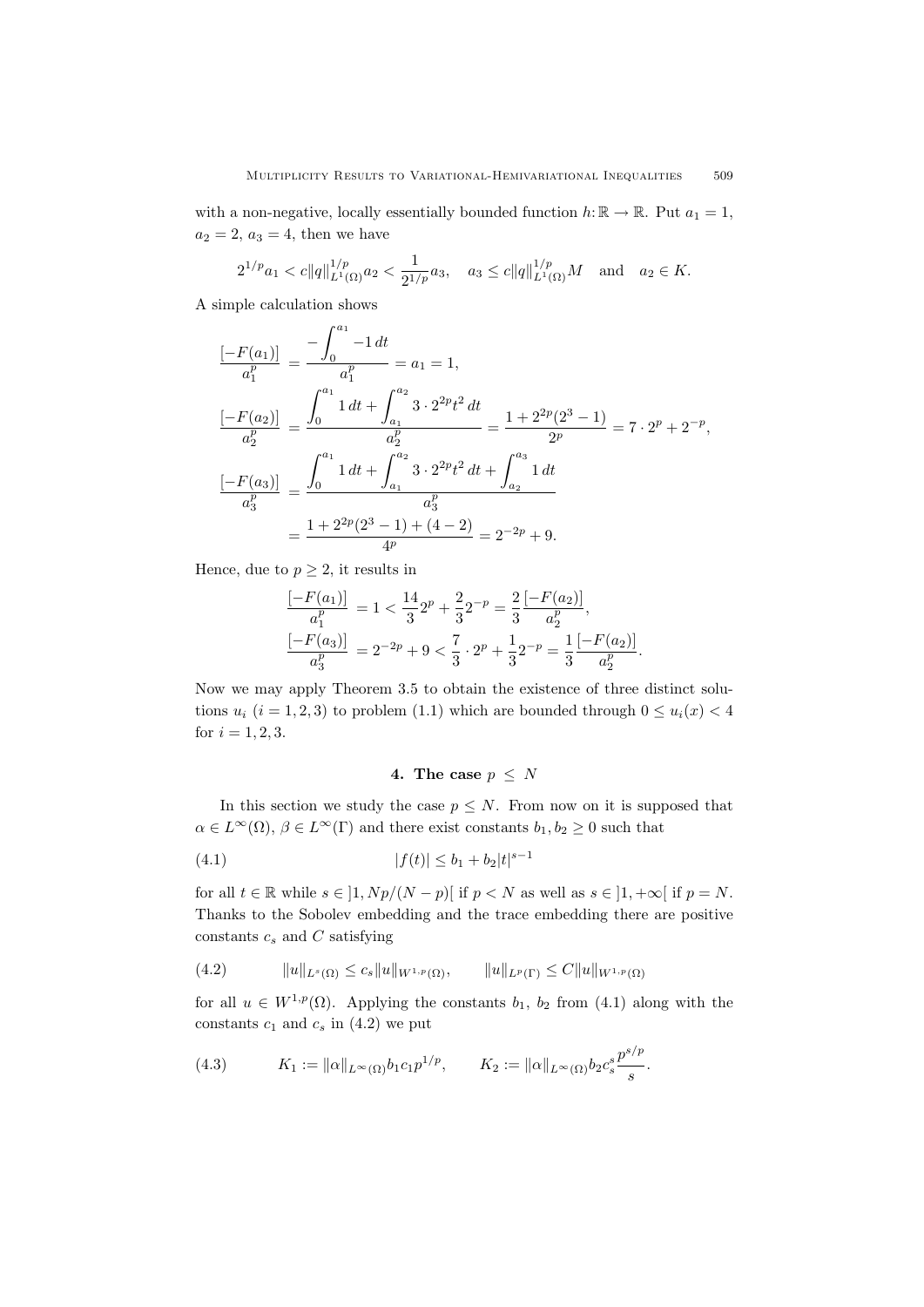with a non-negative, locally essentially bounded function $h\colon \mathbb{R} \to \mathbb{R}$. Put $a_1 = 1$, $a_2 = 2$, $a_3 = 4$, then we have

$$2^{1/p} a_1 < c\|q\|_{L^1(\Omega)}^{1/p} a_2 < \frac{1}{2^{1/p}} a_3, \quad a_3 \leq c\|q\|_{L^1(\Omega)}^{1/p} M \quad \text{and} \quad a_2 \in K.$$

A simple calculation shows

$$\begin{aligned}
\frac{[-F(a_1)]}{a_1^p} &= \frac{-\displaystyle\int_0^{a_1} -1\,dt}{a_1^p} = a_1 = 1,\\
\frac{[-F(a_2)]}{a_2^p} &= \frac{\displaystyle\int_0^{a_1} 1\,dt + \int_{a_1}^{a_2} 3\cdot 2^{2p} t^2\,dt}{a_2^p} = \frac{1 + 2^{2p}(2^3 - 1)}{2^p} = 7\cdot 2^p + 2^{-p},\\
\frac{[-F(a_3)]}{a_3^p} &= \frac{\displaystyle\int_0^{a_1} 1\,dt + \int_{a_1}^{a_2} 3\cdot 2^{2p} t^2\,dt + \int_{a_2}^{a_3} 1\,dt}{a_3^p}\\
&= \frac{1 + 2^{2p}(2^3 - 1) + (4-2)}{4^p} = 2^{-2p} + 9.
\end{aligned}$$

Hence, due to $p \geq 2$, it results in

$$\begin{aligned}
\frac{[-F(a_1)]}{a_1^p} &= 1 < \frac{14}{3} 2^p + \frac{2}{3} 2^{-p} = \frac{2}{3}\frac{[-F(a_2)]}{a_2^p},\\
\frac{[-F(a_3)]}{a_3^p} &= 2^{-2p} + 9 < \frac{7}{3}\cdot 2^p + \frac{1}{3} 2^{-p} = \frac{1}{3}\frac{[-F(a_2)]}{a_2^p}.
\end{aligned}$$

Now we may apply Theorem 3.5 to obtain the existence of three distinct solutions $u_i$ ($i = 1, 2, 3$) to problem (1.1) which are bounded through $0 \leq u_i(x) < 4$ for $i = 1, 2, 3$.

## 4. The case $p \leq N$

In this section we study the case $p \leq N$. From now on it is supposed that $\alpha \in L^\infty(\Omega)$, $\beta \in L^\infty(\Gamma)$ and there exist constants $b_1, b_2 \geq 0$ such that

$$|f(t)| \leq b_1 + b_2|t|^{s-1} \tag{4.1}$$

for all $t \in \mathbb{R}$ while $s \in ]1, Np/(N-p)[$ if $p < N$ as well as $s \in ]1, +\infty[$ if $p = N$. Thanks to the Sobolev embedding and the trace embedding there are positive constants $c_s$ and $C$ satisfying

$$\|u\|_{L^s(\Omega)} \leq c_s\|u\|_{W^{1,p}(\Omega)}, \qquad \|u\|_{L^p(\Gamma)} \leq C\|u\|_{W^{1,p}(\Omega)} \tag{4.2}$$

for all $u \in W^{1,p}(\Omega)$. Applying the constants $b_1$, $b_2$ from (4.1) along with the constants $c_1$ and $c_s$ in (4.2) we put

$$K_1 := \|\alpha\|_{L^\infty(\Omega)} b_1 c_1 p^{1/p}, \qquad K_2 := \|\alpha\|_{L^\infty(\Omega)} b_2 c_s^s \frac{p^{s/p}}{s}. \tag{4.3}$$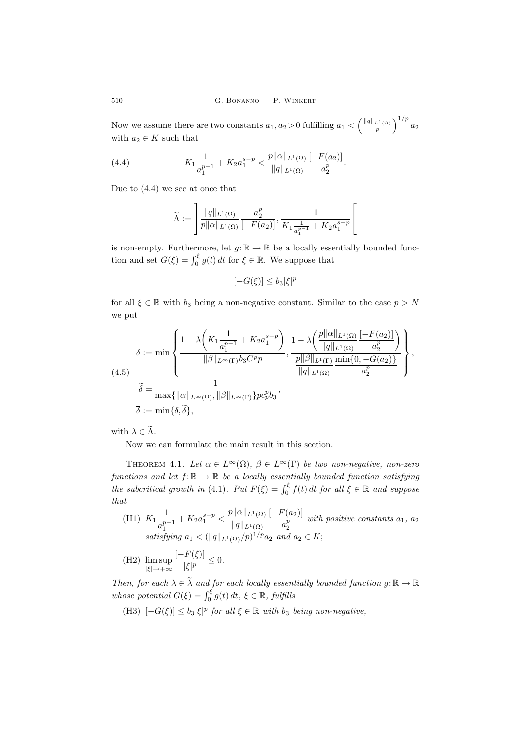Now we assume there are two constants $a_1, a_2 > 0$ fulfilling $a_1 < \left(\frac{\|q\|_{L^1(\Omega)}}{p}\right)^{1/p} a_2$ with $a_2 \in K$ such that

$$
K_1 \frac{1}{a_1^{p-1}} + K_2 a_1^{s-p} < \frac{p\|\alpha\|_{L^1(\Omega)}}{\|q\|_{L^1(\Omega)}} \frac{[-F(a_2)]}{a_2^p}. \tag{4.4}
$$

Due to (4.4) we see at once that

$$
\widetilde{\Lambda} := \left] \frac{\|q\|_{L^1(\Omega)}}{p\|\alpha\|_{L^1(\Omega)}} \frac{a_2^p}{[-F(a_2)]}, \frac{1}{K_1 \frac{1}{a_1^{p-1}} + K_2 a_1^{s-p}} \right[
$$

is non-empty. Furthermore, let $g\colon \mathbb{R} \to \mathbb{R}$ be a locally essentially bounded function and set $G(\xi) = \int_0^\xi g(t)\,dt$ for $\xi \in \mathbb{R}$. We suppose that

$$
[-G(\xi)] \le b_3 |\xi|^p
$$

for all $\xi \in \mathbb{R}$ with $b_3$ being a non-negative constant. Similar to the case $p > N$ we put

$$
\begin{aligned}
\delta &:= \min \left\{ \frac{1 - \lambda\left(K_1 \dfrac{1}{a_1^{p-1}} + K_2 a_1^{s-p}\right)}{\|\beta\|_{L^\infty(\Gamma)} b_3 C^p p}, \frac{1 - \lambda\left(\dfrac{p\|\alpha\|_{L^1(\Omega)}}{\|q\|_{L^1(\Omega)}} \dfrac{[-F(a_2)]}{a_2^p}\right)}{\dfrac{p\|\beta\|_{L^1(\Gamma)}}{\|q\|_{L^1(\Omega)}} \dfrac{\min\{0, -G(a_2)\}}{a_2^p}} \right\}, \\
\widetilde{\delta} &= \frac{1}{\max\{\|\alpha\|_{L^\infty(\Omega)}, \|\beta\|_{L^\infty(\Gamma)}\} p c_p^p b_3}, \\
\overline{\delta} &:= \min\{\delta, \widetilde{\delta}\},
\end{aligned} \tag{4.5}
$$

with $\lambda \in \widetilde{\Lambda}$.

Now we can formulate the main result in this section.

THEOREM 4.1. *Let $\alpha \in L^\infty(\Omega)$, $\beta \in L^\infty(\Gamma)$ be two non-negative, non-zero functions and let $f\colon \mathbb{R} \to \mathbb{R}$ be a locally essentially bounded function satisfying the subcritical growth in* (4.1). *Put $F(\xi) = \int_0^\xi f(t)\,dt$ for all $\xi \in \mathbb{R}$ and suppose that*

- (H1) $K_1 \dfrac{1}{a_1^{p-1}} + K_2 a_1^{s-p} < \dfrac{p\|\alpha\|_{L^1(\Omega)}}{\|q\|_{L^1(\Omega)}} \dfrac{[-F(a_2)]}{a_2^p}$ *with positive constants $a_1$, $a_2$ satisfying $a_1 < (\|q\|_{L^1(\Omega)}/p)^{1/p} a_2$ and $a_2 \in K$;*
- (H2) $\displaystyle\limsup_{|\xi| \to +\infty} \frac{[-F(\xi)]}{|\xi|^p} \le 0.$

*Then, for each $\lambda \in \widetilde{\lambda}$ and for each locally essentially bounded function $g\colon \mathbb{R} \to \mathbb{R}$ whose potential $G(\xi) = \int_0^\xi g(t)\,dt$, $\xi \in \mathbb{R}$, fulfills*

- (H3) $[-G(\xi)] \le b_3 |\xi|^p$ *for all $\xi \in \mathbb{R}$ with $b_3$ being non-negative,*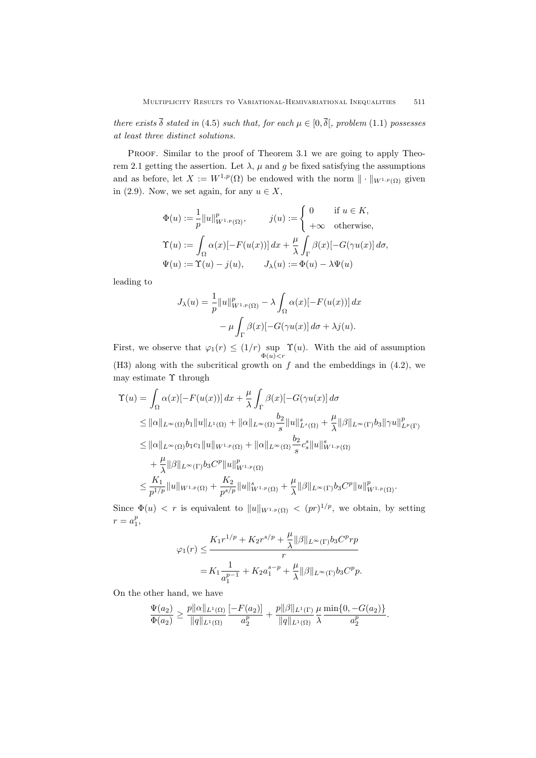*there exists $\overline{\delta}$ stated in (4.5) such that, for each $\mu \in [0, \overline{\delta}[$, problem (1.1) possesses at least three distinct solutions.*

Proof. Similar to the proof of Theorem 3.1 we are going to apply Theorem 2.1 getting the assertion. Let $\lambda$, $\mu$ and $g$ be fixed satisfying the assumptions and as before, let $X := W^{1,p}(\Omega)$ be endowed with the norm $\| \cdot \|_{W^{1,p}(\Omega)}$ given in (2.9). Now, we set again, for any $u \in X$,

$$\Phi(u) := \frac{1}{p}\|u\|^p_{W^{1,p}(\Omega)}, \qquad j(u) := \begin{cases} 0 & \text{if } u \in K, \\ +\infty & \text{otherwise,} \end{cases}$$
$$\Upsilon(u) := \int_\Omega \alpha(x)[-F(u(x))]\,dx + \frac{\mu}{\lambda}\int_\Gamma \beta(x)[-G(\gamma u(x)]\,d\sigma,$$
$$\Psi(u) := \Upsilon(u) - j(u), \qquad J_\lambda(u) := \Phi(u) - \lambda\Psi(u)$$

leading to

$$J_\lambda(u) = \frac{1}{p}\|u\|^p_{W^{1,p}(\Omega)} - \lambda\int_\Omega \alpha(x)[-F(u(x))]\,dx - \mu\int_\Gamma \beta(x)[-G(\gamma u(x)]\,d\sigma + \lambda j(u).$$

First, we observe that $\varphi_1(r) \le (1/r) \sup_{\Phi(u)<r} \Upsilon(u)$. With the aid of assumption (H3) along with the subcritical growth on $f$ and the embeddings in (4.2), we may estimate $\Upsilon$ through

$$\begin{aligned}
\Upsilon(u) &= \int_\Omega \alpha(x)[-F(u(x))]\,dx + \frac{\mu}{\lambda}\int_\Gamma \beta(x)[-G(\gamma u(x)]\,d\sigma \\
&\le \|\alpha\|_{L^\infty(\Omega)} b_1 \|u\|_{L^1(\Omega)} + \|\alpha\|_{L^\infty(\Omega)} \frac{b_2}{s}\|u\|^s_{L^s(\Omega)} + \frac{\mu}{\lambda}\|\beta\|_{L^\infty(\Gamma)} b_3 \|\gamma u\|^p_{L^p(\Gamma)} \\
&\le \|\alpha\|_{L^\infty(\Omega)} b_1 c_1 \|u\|_{W^{1,p}(\Omega)} + \|\alpha\|_{L^\infty(\Omega)} \frac{b_2}{s} c_s^s \|u\|^s_{W^{1,p}(\Omega)} \\
&\quad + \frac{\mu}{\lambda}\|\beta\|_{L^\infty(\Gamma)} b_3 C^p \|u\|^p_{W^{1,p}(\Omega)} \\
&\le \frac{K_1}{p^{1/p}}\|u\|_{W^{1,p}(\Omega)} + \frac{K_2}{p^{s/p}}\|u\|^s_{W^{1,p}(\Omega)} + \frac{\mu}{\lambda}\|\beta\|_{L^\infty(\Gamma)} b_3 C^p \|u\|^p_{W^{1,p}(\Omega)}.
\end{aligned}$$

Since $\Phi(u) < r$ is equivalent to $\|u\|_{W^{1,p}(\Omega)} < (pr)^{1/p}$, we obtain, by setting $r = a_1^p$,

$$\begin{aligned}
\varphi_1(r) &\le \frac{K_1 r^{1/p} + K_2 r^{s/p} + \dfrac{\mu}{\lambda}\|\beta\|_{L^\infty(\Gamma)} b_3 C^p r p}{r} \\
&= K_1 \frac{1}{a_1^{p-1}} + K_2 a_1^{s-p} + \frac{\mu}{\lambda}\|\beta\|_{L^\infty(\Gamma)} b_3 C^p p.
\end{aligned}$$

On the other hand, we have

$$\frac{\Psi(a_2)}{\Phi(a_2)} \ge \frac{p\|\alpha\|_{L^1(\Omega)}}{\|q\|_{L^1(\Omega)}} \frac{[-F(a_2)]}{a_2^p} + \frac{p\|\beta\|_{L^1(\Gamma)}}{\|q\|_{L^1(\Omega)}} \frac{\mu}{\lambda} \frac{\min\{0, -G(a_2)\}}{a_2^p}.$$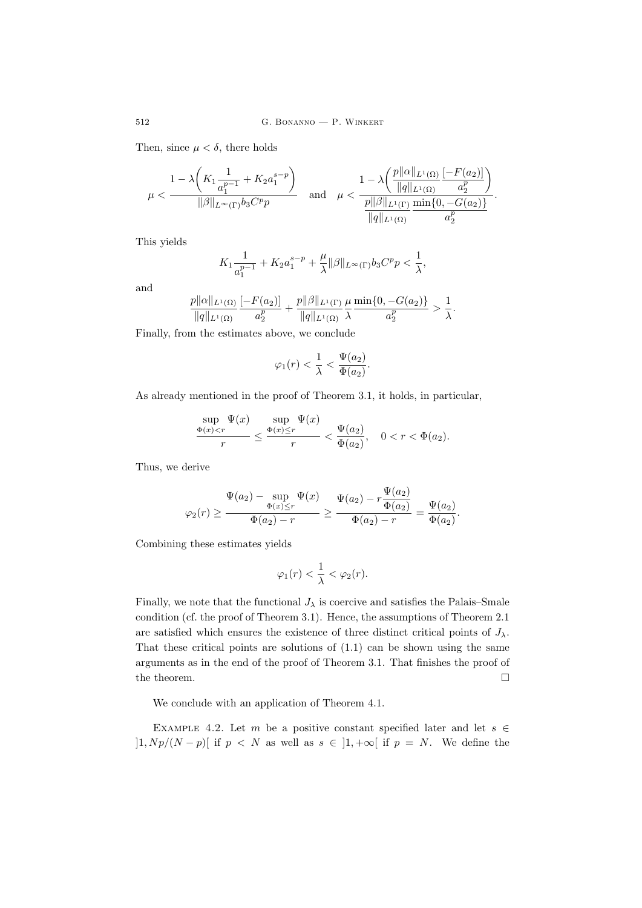Then, since $\mu < \delta$, there holds

$$\mu < \frac{1 - \lambda\bigg(K_1 \dfrac{1}{a_1^{p-1}} + K_2 a_1^{s-p}\bigg)}{\|\beta\|_{L^\infty(\Gamma)} b_3 C^p p} \quad \text{and} \quad \mu < \frac{1 - \lambda\bigg(\dfrac{p\|\alpha\|_{L^1(\Omega)}}{\|q\|_{L^1(\Omega)}} \dfrac{[-F(a_2)]}{a_2^p}\bigg)}{\dfrac{p\|\beta\|_{L^1(\Gamma)}}{\|q\|_{L^1(\Omega)}} \dfrac{\min\{0, -G(a_2)\}}{a_2^p}}.$$

This yields

$$K_1 \frac{1}{a_1^{p-1}} + K_2 a_1^{s-p} + \frac{\mu}{\lambda} \|\beta\|_{L^\infty(\Gamma)} b_3 C^p p < \frac{1}{\lambda},$$

and

$$\frac{p\|\alpha\|_{L^1(\Omega)}}{\|q\|_{L^1(\Omega)}} \frac{[-F(a_2)]}{a_2^p} + \frac{p\|\beta\|_{L^1(\Gamma)}}{\|q\|_{L^1(\Omega)}} \frac{\mu}{\lambda} \frac{\min\{0, -G(a_2)\}}{a_2^p} > \frac{1}{\lambda}.$$

Finally, from the estimates above, we conclude

$$\varphi_1(r) < \frac{1}{\lambda} < \frac{\Psi(a_2)}{\Phi(a_2)}.$$

As already mentioned in the proof of Theorem 3.1, it holds, in particular,

$$\frac{\sup\limits_{\Phi(x)<r} \Psi(x)}{r} \leq \frac{\sup\limits_{\Phi(x)\leq r} \Psi(x)}{r} < \frac{\Psi(a_2)}{\Phi(a_2)}, \quad 0 < r < \Phi(a_2).$$

Thus, we derive

$$\varphi_2(r) \geq \frac{\Psi(a_2) - \sup\limits_{\Phi(x)\leq r} \Psi(x)}{\Phi(a_2) - r} \geq \frac{\Psi(a_2) - r\dfrac{\Psi(a_2)}{\Phi(a_2)}}{\Phi(a_2) - r} = \frac{\Psi(a_2)}{\Phi(a_2)}.$$

Combining these estimates yields

$$\varphi_1(r) < \frac{1}{\lambda} < \varphi_2(r).$$

Finally, we note that the functional $J_\lambda$ is coercive and satisfies the Palais–Smale condition (cf. the proof of Theorem 3.1). Hence, the assumptions of Theorem 2.1 are satisfied which ensures the existence of three distinct critical points of $J_\lambda$. That these critical points are solutions of (1.1) can be shown using the same arguments as in the end of the proof of Theorem 3.1. That finishes the proof of the theorem. $\square$

We conclude with an application of Theorem 4.1.

EXAMPLE 4.2. Let $m$ be a positive constant specified later and let $s \in ]1, Np/(N-p)[$ if $p < N$ as well as $s \in ]1, +\infty[$ if $p = N$. We define the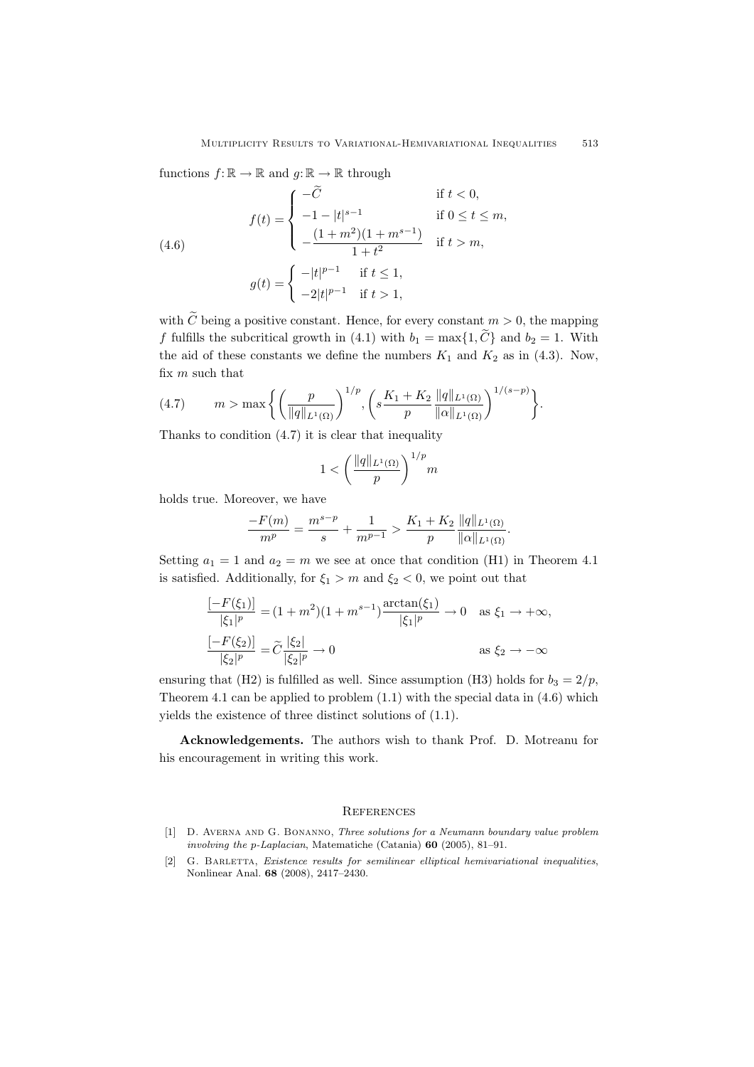functions $f\colon \mathbb{R} \to \mathbb{R}$ and $g\colon \mathbb{R} \to \mathbb{R}$ through

$$
\tag{4.6}
\begin{gathered}
f(t) = \begin{cases} -\widetilde{C} & \text{if } t < 0, \\ -1 - |t|^{s-1} & \text{if } 0 \leq t \leq m, \\ -\dfrac{(1+m^2)(1+m^{s-1})}{1+t^2} & \text{if } t > m, \end{cases} \\
g(t) = \begin{cases} -|t|^{p-1} & \text{if } t \leq 1, \\ -2|t|^{p-1} & \text{if } t > 1, \end{cases}
\end{gathered}
$$

with $\widetilde{C}$ being a positive constant. Hence, for every constant $m > 0$, the mapping $f$ fulfills the subcritical growth in (4.1) with $b_1 = \max\{1, \widetilde{C}\}$ and $b_2 = 1$. With the aid of these constants we define the numbers $K_1$ and $K_2$ as in (4.3). Now, fix $m$ such that

$$
\tag{4.7}
m > \max\left\{ \left( \frac{p}{\|q\|_{L^1(\Omega)}} \right)^{1/p}, \left( s \frac{K_1 + K_2}{p} \frac{\|q\|_{L^1(\Omega)}}{\|\alpha\|_{L^1(\Omega)}} \right)^{1/(s-p)} \right\}.
$$

Thanks to condition (4.7) it is clear that inequality

$$
1 < \left( \frac{\|q\|_{L^1(\Omega)}}{p} \right)^{1/p} m
$$

holds true. Moreover, we have

$$
\frac{-F(m)}{m^p} = \frac{m^{s-p}}{s} + \frac{1}{m^{p-1}} > \frac{K_1 + K_2}{p} \frac{\|q\|_{L^1(\Omega)}}{\|\alpha\|_{L^1(\Omega)}}.
$$

Setting $a_1 = 1$ and $a_2 = m$ we see at once that condition (H1) in Theorem 4.1 is satisfied. Additionally, for $\xi_1 > m$ and $\xi_2 < 0$, we point out that

$$
\begin{aligned}
\frac{[-F(\xi_1)]}{|\xi_1|^p} &= (1+m^2)(1+m^{s-1}) \frac{\arctan(\xi_1)}{|\xi_1|^p} \to 0 \quad \text{as } \xi_1 \to +\infty, \\
\frac{[-F(\xi_2)]}{|\xi_2|^p} &= \widetilde{C} \frac{|\xi_2|}{|\xi_2|^p} \to 0 \quad \text{as } \xi_2 \to -\infty
\end{aligned}
$$

ensuring that (H2) is fulfilled as well. Since assumption (H3) holds for $b_3 = 2/p$, Theorem 4.1 can be applied to problem (1.1) with the special data in (4.6) which yields the existence of three distinct solutions of (1.1).

**Acknowledgements.** The authors wish to thank Prof. D. Motreanu for his encouragement in writing this work.

## References

[1] D. Averna and G. Bonanno, *Three solutions for a Neumann boundary value problem involving the p-Laplacian*, Matematiche (Catania) **60** (2005), 81–91.

[2] G. Barletta, *Existence results for semilinear elliptical hemivariational inequalities*, Nonlinear Anal. **68** (2008), 2417–2430.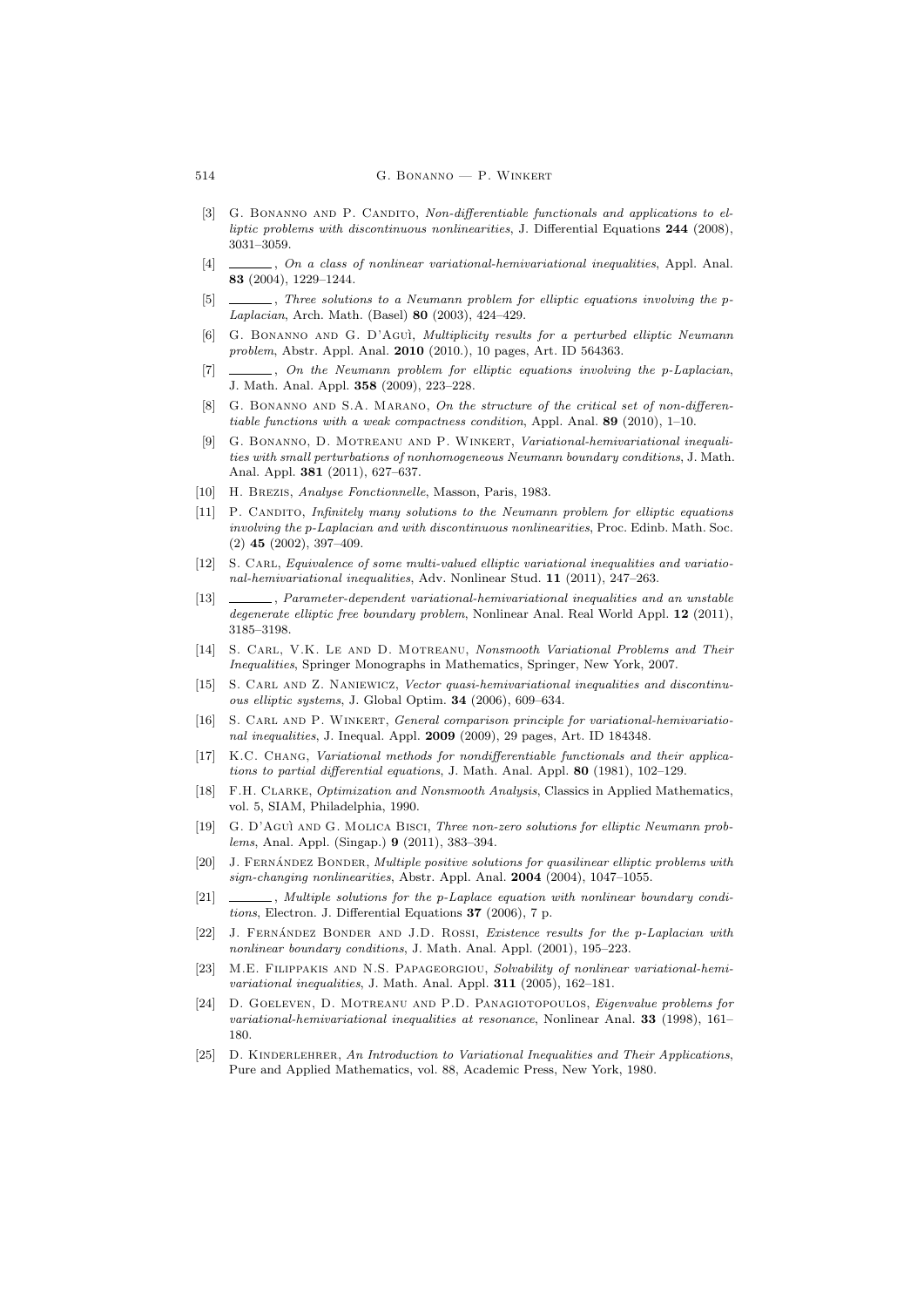[3] G. Bonanno and P. Candito, *Non-differentiable functionals and applications to elliptic problems with discontinuous nonlinearities*, J. Differential Equations **244** (2008), 3031–3059.

[4] ______, *On a class of nonlinear variational-hemivariational inequalities*, Appl. Anal. **83** (2004), 1229–1244.

[5] ______, *Three solutions to a Neumann problem for elliptic equations involving the p-Laplacian*, Arch. Math. (Basel) **80** (2003), 424–429.

[6] G. Bonanno and G. D'Aguì, *Multiplicity results for a perturbed elliptic Neumann problem*, Abstr. Appl. Anal. **2010** (2010.), 10 pages, Art. ID 564363.

[7] ______, *On the Neumann problem for elliptic equations involving the p-Laplacian*, J. Math. Anal. Appl. **358** (2009), 223–228.

[8] G. Bonanno and S.A. Marano, *On the structure of the critical set of non-differentiable functions with a weak compactness condition*, Appl. Anal. **89** (2010), 1–10.

[9] G. Bonanno, D. Motreanu and P. Winkert, *Variational-hemivariational inequalities with small perturbations of nonhomogeneous Neumann boundary conditions*, J. Math. Anal. Appl. **381** (2011), 627–637.

[10] H. Brezis, *Analyse Fonctionnelle*, Masson, Paris, 1983.

[11] P. Candito, *Infinitely many solutions to the Neumann problem for elliptic equations involving the p-Laplacian and with discontinuous nonlinearities*, Proc. Edinb. Math. Soc. (2) **45** (2002), 397–409.

[12] S. Carl, *Equivalence of some multi-valued elliptic variational inequalities and variational-hemivariational inequalities*, Adv. Nonlinear Stud. **11** (2011), 247–263.

[13] ______, *Parameter-dependent variational-hemivariational inequalities and an unstable degenerate elliptic free boundary problem*, Nonlinear Anal. Real World Appl. **12** (2011), 3185–3198.

[14] S. Carl, V.K. Le and D. Motreanu, *Nonsmooth Variational Problems and Their Inequalities*, Springer Monographs in Mathematics, Springer, New York, 2007.

[15] S. Carl and Z. Naniewicz, *Vector quasi-hemivariational inequalities and discontinuous elliptic systems*, J. Global Optim. **34** (2006), 609–634.

[16] S. Carl and P. Winkert, *General comparison principle for variational-hemivariational inequalities*, J. Inequal. Appl. **2009** (2009), 29 pages, Art. ID 184348.

[17] K.C. Chang, *Variational methods for nondifferentiable functionals and their applications to partial differential equations*, J. Math. Anal. Appl. **80** (1981), 102–129.

[18] F.H. Clarke, *Optimization and Nonsmooth Analysis*, Classics in Applied Mathematics, vol. 5, SIAM, Philadelphia, 1990.

[19] G. D'Aguì and G. Molica Bisci, *Three non-zero solutions for elliptic Neumann problems*, Anal. Appl. (Singap.) **9** (2011), 383–394.

[20] J. Fernández Bonder, *Multiple positive solutions for quasilinear elliptic problems with sign-changing nonlinearities*, Abstr. Appl. Anal. **2004** (2004), 1047–1055.

[21] ______, *Multiple solutions for the p-Laplace equation with nonlinear boundary conditions*, Electron. J. Differential Equations **37** (2006), 7 p.

[22] J. Fernández Bonder and J.D. Rossi, *Existence results for the p-Laplacian with nonlinear boundary conditions*, J. Math. Anal. Appl. (2001), 195–223.

[23] M.E. Filippakis and N.S. Papageorgiou, *Solvability of nonlinear variational-hemivariational inequalities*, J. Math. Anal. Appl. **311** (2005), 162–181.

[24] D. Goeleven, D. Motreanu and P.D. Panagiotopoulos, *Eigenvalue problems for variational-hemivariational inequalities at resonance*, Nonlinear Anal. **33** (1998), 161–180.

[25] D. Kinderlehrer, *An Introduction to Variational Inequalities and Their Applications*, Pure and Applied Mathematics, vol. 88, Academic Press, New York, 1980.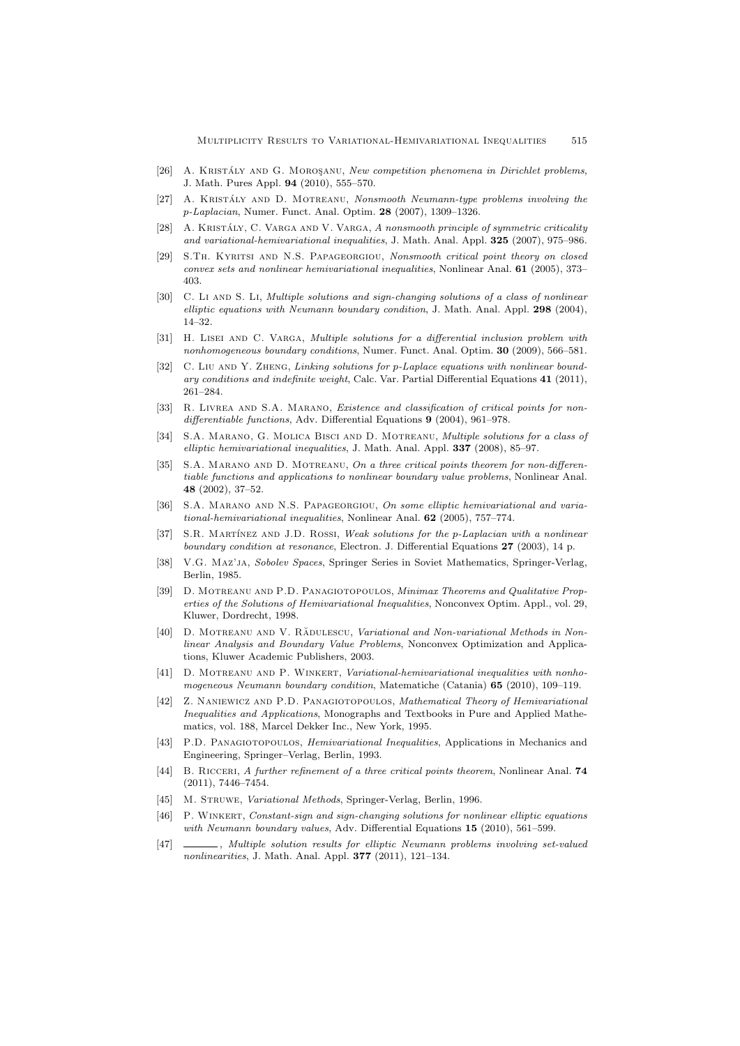[26] A. Kristály and G. Moroşanu, *New competition phenomena in Dirichlet problems*, J. Math. Pures Appl. **94** (2010), 555–570.

[27] A. Kristály and D. Motreanu, *Nonsmooth Neumann-type problems involving the p-Laplacian*, Numer. Funct. Anal. Optim. **28** (2007), 1309–1326.

[28] A. Kristály, C. Varga and V. Varga, *A nonsmooth principle of symmetric criticality and variational-hemivariational inequalities*, J. Math. Anal. Appl. **325** (2007), 975–986.

[29] S.Th. Kyritsi and N.S. Papageorgiou, *Nonsmooth critical point theory on closed convex sets and nonlinear hemivariational inequalities*, Nonlinear Anal. **61** (2005), 373–403.

[30] C. Li and S. Li, *Multiple solutions and sign-changing solutions of a class of nonlinear elliptic equations with Neumann boundary condition*, J. Math. Anal. Appl. **298** (2004), 14–32.

[31] H. Lisei and C. Varga, *Multiple solutions for a differential inclusion problem with nonhomogeneous boundary conditions*, Numer. Funct. Anal. Optim. **30** (2009), 566–581.

[32] C. Liu and Y. Zheng, *Linking solutions for p-Laplace equations with nonlinear boundary conditions and indefinite weight*, Calc. Var. Partial Differential Equations **41** (2011), 261–284.

[33] R. Livrea and S.A. Marano, *Existence and classification of critical points for nondifferentiable functions*, Adv. Differential Equations **9** (2004), 961–978.

[34] S.A. Marano, G. Molica Bisci and D. Motreanu, *Multiple solutions for a class of elliptic hemivariational inequalities*, J. Math. Anal. Appl. **337** (2008), 85–97.

[35] S.A. Marano and D. Motreanu, *On a three critical points theorem for non-differentiable functions and applications to nonlinear boundary value problems*, Nonlinear Anal. **48** (2002), 37–52.

[36] S.A. Marano and N.S. Papageorgiou, *On some elliptic hemivariational and variational-hemivariational inequalities*, Nonlinear Anal. **62** (2005), 757–774.

[37] S.R. Martínez and J.D. Rossi, *Weak solutions for the p-Laplacian with a nonlinear boundary condition at resonance*, Electron. J. Differential Equations **27** (2003), 14 p.

[38] V.G. Maz'ja, *Sobolev Spaces*, Springer Series in Soviet Mathematics, Springer-Verlag, Berlin, 1985.

[39] D. Motreanu and P.D. Panagiotopoulos, *Minimax Theorems and Qualitative Properties of the Solutions of Hemivariational Inequalities*, Nonconvex Optim. Appl., vol. 29, Kluwer, Dordrecht, 1998.

[40] D. Motreanu and V. Rădulescu, *Variational and Non-variational Methods in Nonlinear Analysis and Boundary Value Problems*, Nonconvex Optimization and Applications, Kluwer Academic Publishers, 2003.

[41] D. Motreanu and P. Winkert, *Variational-hemivariational inequalities with nonhomogeneous Neumann boundary condition*, Matematiche (Catania) **65** (2010), 109–119.

[42] Z. Naniewicz and P.D. Panagiotopoulos, *Mathematical Theory of Hemivariational Inequalities and Applications*, Monographs and Textbooks in Pure and Applied Mathematics, vol. 188, Marcel Dekker Inc., New York, 1995.

[43] P.D. Panagiotopoulos, *Hemivariational Inequalities*, Applications in Mechanics and Engineering, Springer–Verlag, Berlin, 1993.

[44] B. Ricceri, *A further refinement of a three critical points theorem*, Nonlinear Anal. **74** (2011), 7446–7454.

[45] M. Struwe, *Variational Methods*, Springer-Verlag, Berlin, 1996.

[46] P. Winkert, *Constant-sign and sign-changing solutions for nonlinear elliptic equations with Neumann boundary values*, Adv. Differential Equations **15** (2010), 561–599.

[47] ______, *Multiple solution results for elliptic Neumann problems involving set-valued nonlinearities*, J. Math. Anal. Appl. **377** (2011), 121–134.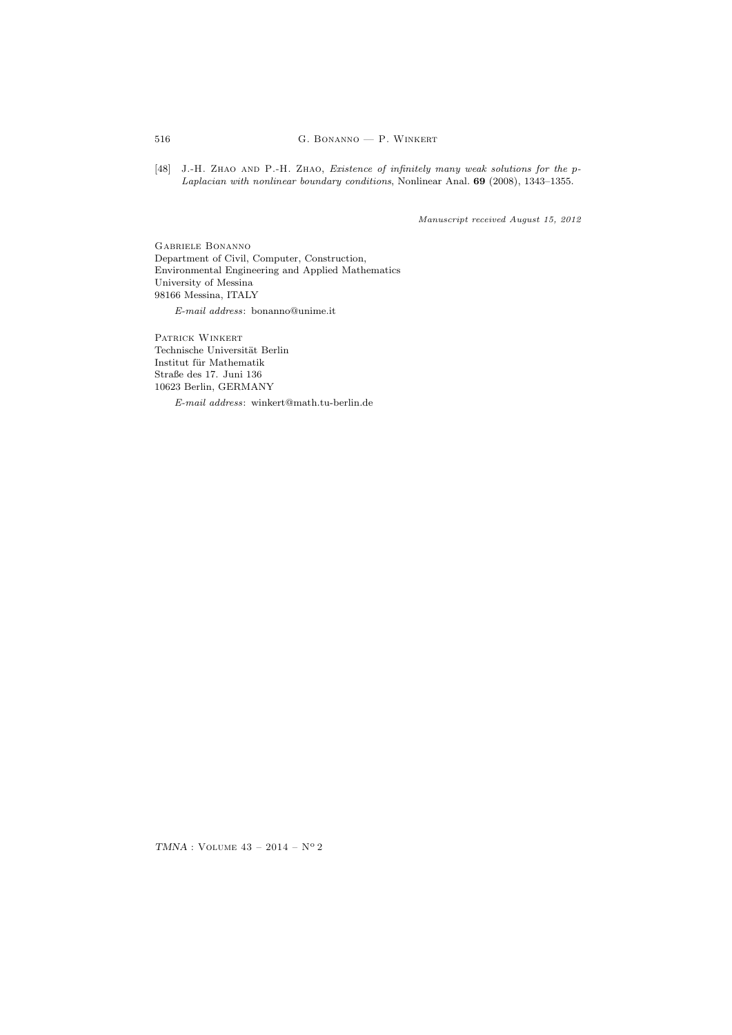[48] J.-H. Zhao and P.-H. Zhao, *Existence of infinitely many weak solutions for the p-Laplacian with nonlinear boundary conditions*, Nonlinear Anal. **69** (2008), 1343–1355.

*Manuscript received August 15, 2012*

Gabriele Bonanno
Department of Civil, Computer, Construction,
Environmental Engineering and Applied Mathematics
University of Messina
98166 Messina, ITALY

*E-mail address*: bonanno@unime.it

Patrick Winkert
Technische Universität Berlin
Institut für Mathematik
Straße des 17. Juni 136
10623 Berlin, GERMANY

*E-mail address*: winkert@math.tu-berlin.de